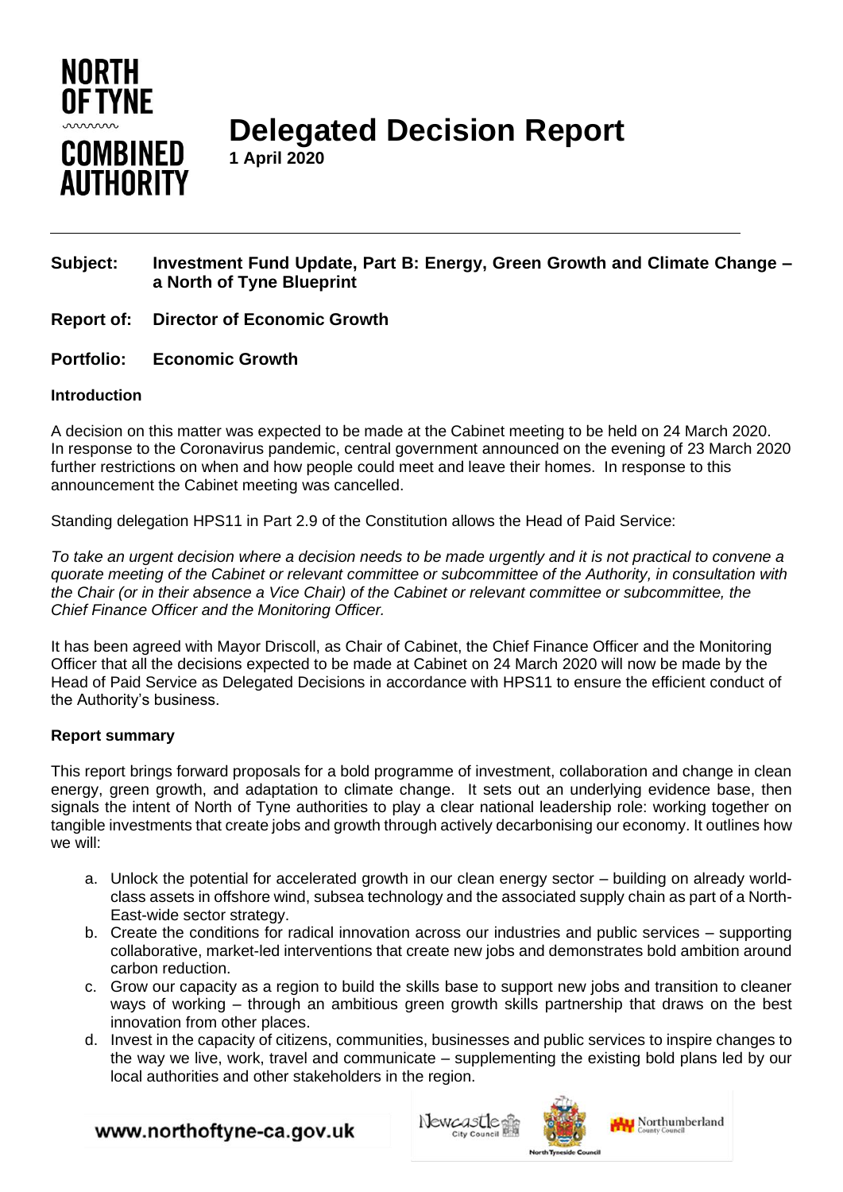NORTH OF TYNE COMBINED AUTHORITY

# Delegated Decision Report

**1 April 2020**

**Subject:** **Investment Fund Update, Part B: Energy, Green Growth and Climate Change – a North of Tyne Blueprint**

**Report of:** **Director of Economic Growth**

**Portfolio:** **Economic Growth**

### Introduction

A decision on this matter was expected to be made at the Cabinet meeting to be held on 24 March 2020. In response to the Coronavirus pandemic, central government announced on the evening of 23 March 2020 further restrictions on when and how people could meet and leave their homes. In response to this announcement the Cabinet meeting was cancelled.

Standing delegation HPS11 in Part 2.9 of the Constitution allows the Head of Paid Service:

*To take an urgent decision where a decision needs to be made urgently and it is not practical to convene a quorate meeting of the Cabinet or relevant committee or subcommittee of the Authority, in consultation with the Chair (or in their absence a Vice Chair) of the Cabinet or relevant committee or subcommittee, the Chief Finance Officer and the Monitoring Officer.*

It has been agreed with Mayor Driscoll, as Chair of Cabinet, the Chief Finance Officer and the Monitoring Officer that all the decisions expected to be made at Cabinet on 24 March 2020 will now be made by the Head of Paid Service as Delegated Decisions in accordance with HPS11 to ensure the efficient conduct of the Authority's business.

### Report summary

This report brings forward proposals for a bold programme of investment, collaboration and change in clean energy, green growth, and adaptation to climate change. It sets out an underlying evidence base, then signals the intent of North of Tyne authorities to play a clear national leadership role: working together on tangible investments that create jobs and growth through actively decarbonising our economy. It outlines how we will:

a. Unlock the potential for accelerated growth in our clean energy sector – building on already world-class assets in offshore wind, subsea technology and the associated supply chain as part of a North-East-wide sector strategy.
b. Create the conditions for radical innovation across our industries and public services – supporting collaborative, market-led interventions that create new jobs and demonstrates bold ambition around carbon reduction.
c. Grow our capacity as a region to build the skills base to support new jobs and transition to cleaner ways of working – through an ambitious green growth skills partnership that draws on the best innovation from other places.
d. Invest in the capacity of citizens, communities, businesses and public services to inspire changes to the way we live, work, travel and communicate – supplementing the existing bold plans led by our local authorities and other stakeholders in the region.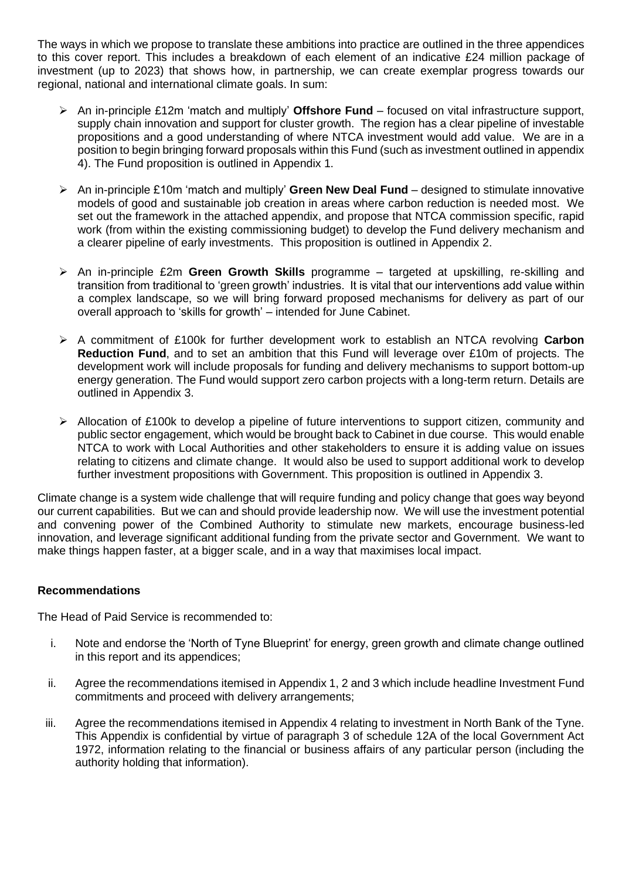The ways in which we propose to translate these ambitions into practice are outlined in the three appendices to this cover report. This includes a breakdown of each element of an indicative £24 million package of investment (up to 2023) that shows how, in partnership, we can create exemplar progress towards our regional, national and international climate goals. In sum:

- An in-principle £12m 'match and multiply' **Offshore Fund** – focused on vital infrastructure support, supply chain innovation and support for cluster growth. The region has a clear pipeline of investable propositions and a good understanding of where NTCA investment would add value. We are in a position to begin bringing forward proposals within this Fund (such as investment outlined in appendix 4). The Fund proposition is outlined in Appendix 1.
- An in-principle £10m 'match and multiply' **Green New Deal Fund** – designed to stimulate innovative models of good and sustainable job creation in areas where carbon reduction is needed most. We set out the framework in the attached appendix, and propose that NTCA commission specific, rapid work (from within the existing commissioning budget) to develop the Fund delivery mechanism and a clearer pipeline of early investments. This proposition is outlined in Appendix 2.
- An in-principle £2m **Green Growth Skills** programme – targeted at upskilling, re-skilling and transition from traditional to 'green growth' industries. It is vital that our interventions add value within a complex landscape, so we will bring forward proposed mechanisms for delivery as part of our overall approach to 'skills for growth' – intended for June Cabinet.
- A commitment of £100k for further development work to establish an NTCA revolving **Carbon Reduction Fund**, and to set an ambition that this Fund will leverage over £10m of projects. The development work will include proposals for funding and delivery mechanisms to support bottom-up energy generation. The Fund would support zero carbon projects with a long-term return. Details are outlined in Appendix 3.
- Allocation of £100k to develop a pipeline of future interventions to support citizen, community and public sector engagement, which would be brought back to Cabinet in due course. This would enable NTCA to work with Local Authorities and other stakeholders to ensure it is adding value on issues relating to citizens and climate change. It would also be used to support additional work to develop further investment propositions with Government. This proposition is outlined in Appendix 3.

Climate change is a system wide challenge that will require funding and policy change that goes way beyond our current capabilities. But we can and should provide leadership now. We will use the investment potential and convening power of the Combined Authority to stimulate new markets, encourage business-led innovation, and leverage significant additional funding from the private sector and Government. We want to make things happen faster, at a bigger scale, and in a way that maximises local impact.

**Recommendations**

The Head of Paid Service is recommended to:

i. Note and endorse the 'North of Tyne Blueprint' for energy, green growth and climate change outlined in this report and its appendices;

ii. Agree the recommendations itemised in Appendix 1, 2 and 3 which include headline Investment Fund commitments and proceed with delivery arrangements;

iii. Agree the recommendations itemised in Appendix 4 relating to investment in North Bank of the Tyne. This Appendix is confidential by virtue of paragraph 3 of schedule 12A of the local Government Act 1972, information relating to the financial or business affairs of any particular person (including the authority holding that information).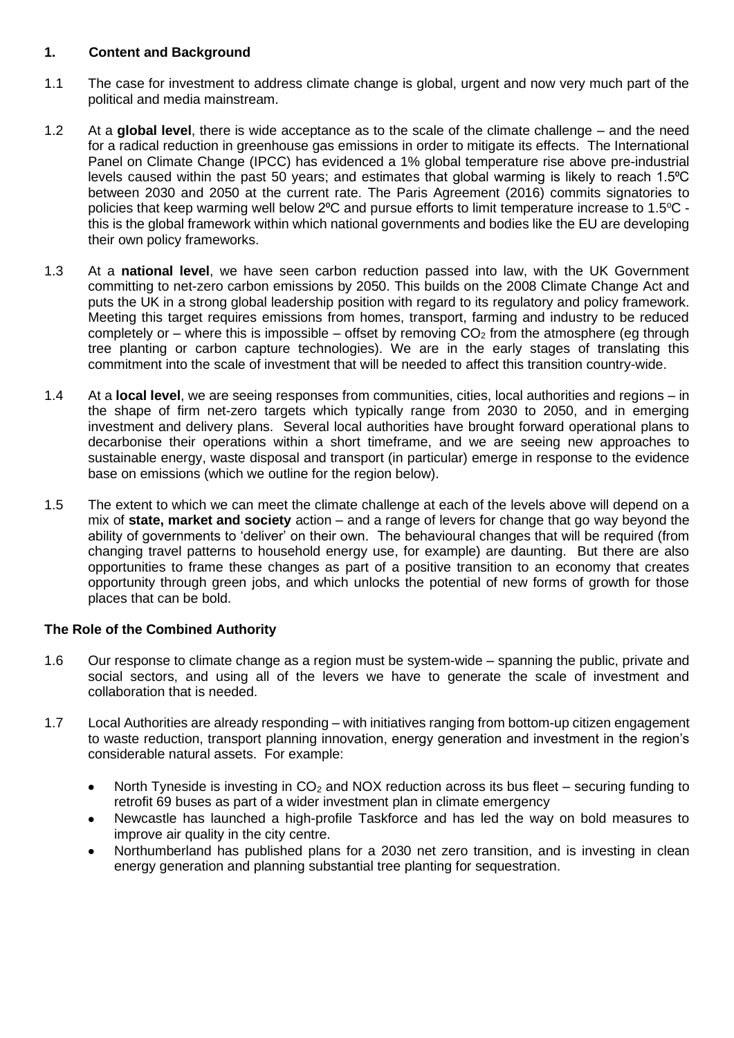## 1. Content and Background

1.1 The case for investment to address climate change is global, urgent and now very much part of the political and media mainstream.

1.2 At a **global level**, there is wide acceptance as to the scale of the climate challenge – and the need for a radical reduction in greenhouse gas emissions in order to mitigate its effects. The International Panel on Climate Change (IPCC) has evidenced a 1% global temperature rise above pre-industrial levels caused within the past 50 years; and estimates that global warming is likely to reach 1.5ºC between 2030 and 2050 at the current rate. The Paris Agreement (2016) commits signatories to policies that keep warming well below 2ºC and pursue efforts to limit temperature increase to 1.5ºC - this is the global framework within which national governments and bodies like the EU are developing their own policy frameworks.

1.3 At a **national level**, we have seen carbon reduction passed into law, with the UK Government committing to net-zero carbon emissions by 2050. This builds on the 2008 Climate Change Act and puts the UK in a strong global leadership position with regard to its regulatory and policy framework. Meeting this target requires emissions from homes, transport, farming and industry to be reduced completely or – where this is impossible – offset by removing $CO_2$ from the atmosphere (eg through tree planting or carbon capture technologies). We are in the early stages of translating this commitment into the scale of investment that will be needed to affect this transition country-wide.

1.4 At a **local level**, we are seeing responses from communities, cities, local authorities and regions – in the shape of firm net-zero targets which typically range from 2030 to 2050, and in emerging investment and delivery plans. Several local authorities have brought forward operational plans to decarbonise their operations within a short timeframe, and we are seeing new approaches to sustainable energy, waste disposal and transport (in particular) emerge in response to the evidence base on emissions (which we outline for the region below).

1.5 The extent to which we can meet the climate challenge at each of the levels above will depend on a mix of **state, market and society** action – and a range of levers for change that go way beyond the ability of governments to 'deliver' on their own. The behavioural changes that will be required (from changing travel patterns to household energy use, for example) are daunting. But there are also opportunities to frame these changes as part of a positive transition to an economy that creates opportunity through green jobs, and which unlocks the potential of new forms of growth for those places that can be bold.

### The Role of the Combined Authority

1.6 Our response to climate change as a region must be system-wide – spanning the public, private and social sectors, and using all of the levers we have to generate the scale of investment and collaboration that is needed.

1.7 Local Authorities are already responding – with initiatives ranging from bottom-up citizen engagement to waste reduction, transport planning innovation, energy generation and investment in the region's considerable natural assets. For example:

- North Tyneside is investing in $CO_2$ and NOX reduction across its bus fleet – securing funding to retrofit 69 buses as part of a wider investment plan in climate emergency
- Newcastle has launched a high-profile Taskforce and has led the way on bold measures to improve air quality in the city centre.
- Northumberland has published plans for a 2030 net zero transition, and is investing in clean energy generation and planning substantial tree planting for sequestration.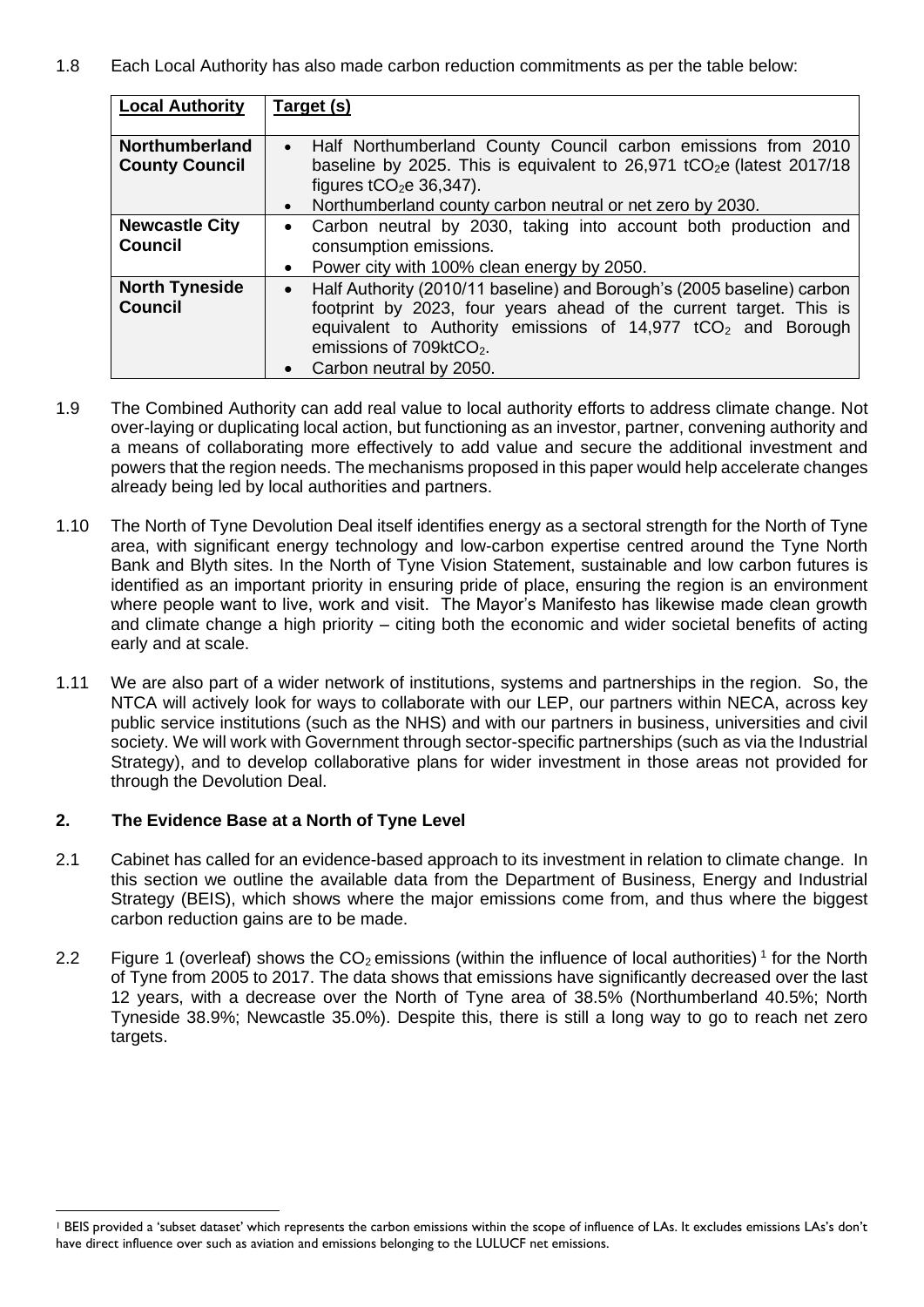1.8 Each Local Authority has also made carbon reduction commitments as per the table below:

| **Local Authority** | **Target (s)** |
|---|---|
| **Northumberland County Council** | • Half Northumberland County Council carbon emissions from 2010 baseline by 2025. This is equivalent to 26,971 $tCO_2e$ (latest 2017/18 figures $tCO_2e$ 36,347).<br>• Northumberland county carbon neutral or net zero by 2030. |
| **Newcastle City Council** | • Carbon neutral by 2030, taking into account both production and consumption emissions.<br>• Power city with 100% clean energy by 2050. |
| **North Tyneside Council** | • Half Authority (2010/11 baseline) and Borough's (2005 baseline) carbon footprint by 2023, four years ahead of the current target. This is equivalent to Authority emissions of 14,977 $tCO_2$ and Borough emissions of 709kt$CO_2$.<br>• Carbon neutral by 2050. |

1.9 The Combined Authority can add real value to local authority efforts to address climate change. Not over-laying or duplicating local action, but functioning as an investor, partner, convening authority and a means of collaborating more effectively to add value and secure the additional investment and powers that the region needs. The mechanisms proposed in this paper would help accelerate changes already being led by local authorities and partners.

1.10 The North of Tyne Devolution Deal itself identifies energy as a sectoral strength for the North of Tyne area, with significant energy technology and low-carbon expertise centred around the Tyne North Bank and Blyth sites. In the North of Tyne Vision Statement, sustainable and low carbon futures is identified as an important priority in ensuring pride of place, ensuring the region is an environment where people want to live, work and visit. The Mayor's Manifesto has likewise made clean growth and climate change a high priority – citing both the economic and wider societal benefits of acting early and at scale.

1.11 We are also part of a wider network of institutions, systems and partnerships in the region. So, the NTCA will actively look for ways to collaborate with our LEP, our partners within NECA, across key public service institutions (such as the NHS) and with our partners in business, universities and civil society. We will work with Government through sector-specific partnerships (such as via the Industrial Strategy), and to develop collaborative plans for wider investment in those areas not provided for through the Devolution Deal.

## 2. The Evidence Base at a North of Tyne Level

2.1 Cabinet has called for an evidence-based approach to its investment in relation to climate change. In this section we outline the available data from the Department of Business, Energy and Industrial Strategy (BEIS), which shows where the major emissions come from, and thus where the biggest carbon reduction gains are to be made.

2.2 Figure 1 (overleaf) shows the $CO_2$ emissions (within the influence of local authorities) [1] for the North of Tyne from 2005 to 2017. The data shows that emissions have significantly decreased over the last 12 years, with a decrease over the North of Tyne area of 38.5% (Northumberland 40.5%; North Tyneside 38.9%; Newcastle 35.0%). Despite this, there is still a long way to go to reach net zero targets.

[1] BEIS provided a 'subset dataset' which represents the carbon emissions within the scope of influence of LAs. It excludes emissions LAs's don't have direct influence over such as aviation and emissions belonging to the LULUCF net emissions.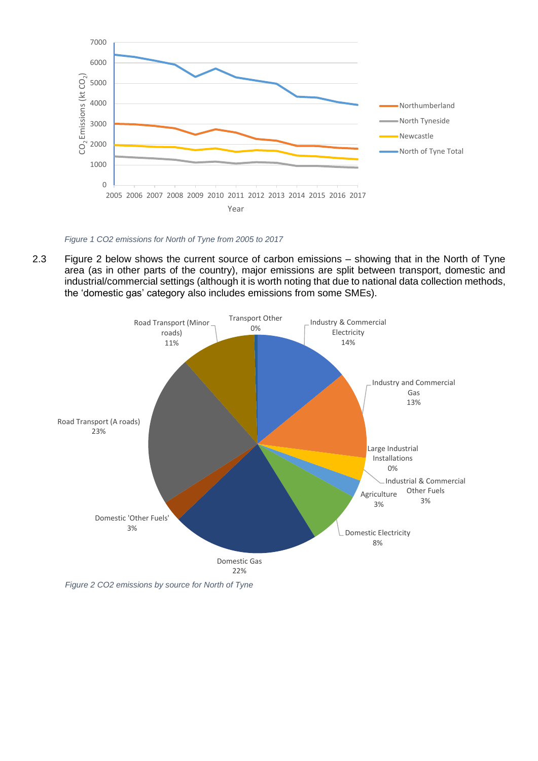*Figure 1 CO2 emissions for North of Tyne from 2005 to 2017*

2.3 Figure 2 below shows the current source of carbon emissions – showing that in the North of Tyne area (as in other parts of the country), major emissions are split between transport, domestic and industrial/commercial settings (although it is worth noting that due to national data collection methods, the 'domestic gas' category also includes emissions from some SMEs).

*Figure 2 CO2 emissions by source for North of Tyne*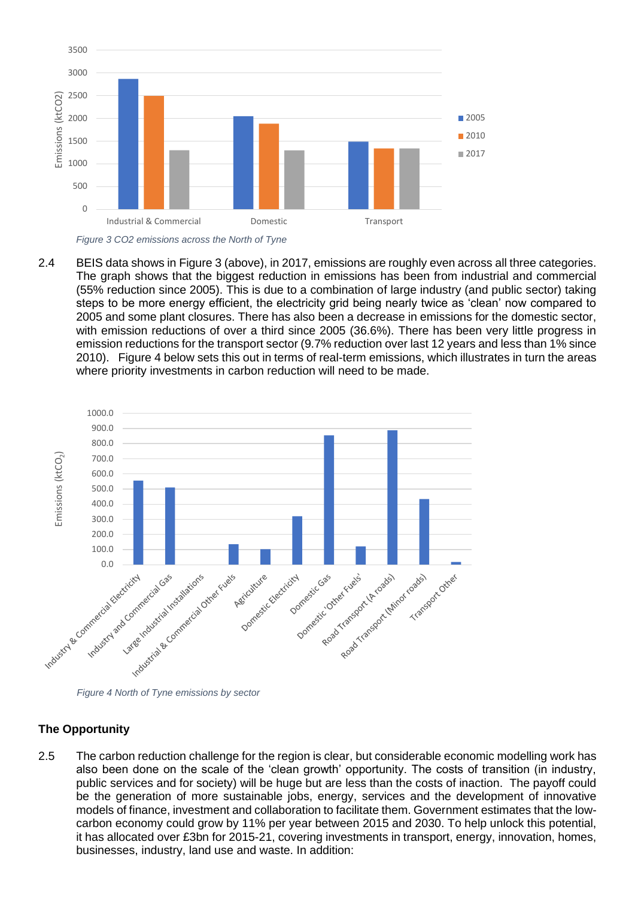*Figure 3 CO2 emissions across the North of Tyne*

2.4 BEIS data shows in Figure 3 (above), in 2017, emissions are roughly even across all three categories. The graph shows that the biggest reduction in emissions has been from industrial and commercial (55% reduction since 2005). This is due to a combination of large industry (and public sector) taking steps to be more energy efficient, the electricity grid being nearly twice as 'clean' now compared to 2005 and some plant closures. There has also been a decrease in emissions for the domestic sector, with emission reductions of over a third since 2005 (36.6%). There has been very little progress in emission reductions for the transport sector (9.7% reduction over last 12 years and less than 1% since 2010). Figure 4 below sets this out in terms of real-term emissions, which illustrates in turn the areas where priority investments in carbon reduction will need to be made.

*Figure 4 North of Tyne emissions by sector*

**The Opportunity**

2.5 The carbon reduction challenge for the region is clear, but considerable economic modelling work has also been done on the scale of the 'clean growth' opportunity. The costs of transition (in industry, public services and for society) will be huge but are less than the costs of inaction. The payoff could be the generation of more sustainable jobs, energy, services and the development of innovative models of finance, investment and collaboration to facilitate them. Government estimates that the low-carbon economy could grow by 11% per year between 2015 and 2030. To help unlock this potential, it has allocated over £3bn for 2015-21, covering investments in transport, energy, innovation, homes, businesses, industry, land use and waste. In addition: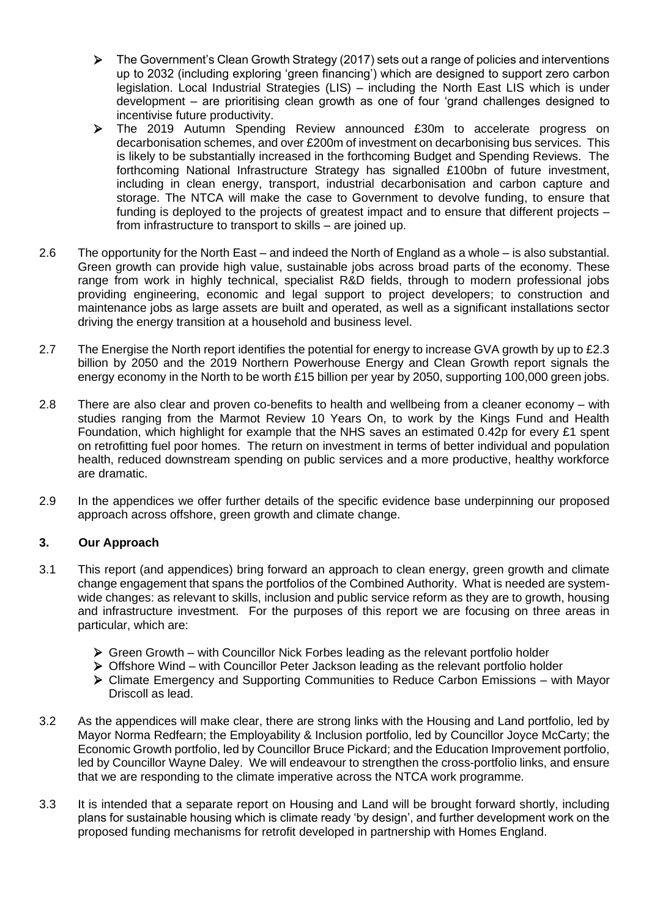- The Government's Clean Growth Strategy (2017) sets out a range of policies and interventions up to 2032 (including exploring 'green financing') which are designed to support zero carbon legislation. Local Industrial Strategies (LIS) – including the North East LIS which is under development – are prioritising clean growth as one of four 'grand challenges designed to incentivise future productivity.
- The 2019 Autumn Spending Review announced £30m to accelerate progress on decarbonisation schemes, and over £200m of investment on decarbonising bus services. This is likely to be substantially increased in the forthcoming Budget and Spending Reviews. The forthcoming National Infrastructure Strategy has signalled £100bn of future investment, including in clean energy, transport, industrial decarbonisation and carbon capture and storage. The NTCA will make the case to Government to devolve funding, to ensure that funding is deployed to the projects of greatest impact and to ensure that different projects – from infrastructure to transport to skills – are joined up.

2.6 The opportunity for the North East – and indeed the North of England as a whole – is also substantial. Green growth can provide high value, sustainable jobs across broad parts of the economy. These range from work in highly technical, specialist R&D fields, through to modern professional jobs providing engineering, economic and legal support to project developers; to construction and maintenance jobs as large assets are built and operated, as well as a significant installations sector driving the energy transition at a household and business level.

2.7 The Energise the North report identifies the potential for energy to increase GVA growth by up to £2.3 billion by 2050 and the 2019 Northern Powerhouse Energy and Clean Growth report signals the energy economy in the North to be worth £15 billion per year by 2050, supporting 100,000 green jobs.

2.8 There are also clear and proven co-benefits to health and wellbeing from a cleaner economy – with studies ranging from the Marmot Review 10 Years On, to work by the Kings Fund and Health Foundation, which highlight for example that the NHS saves an estimated 0.42p for every £1 spent on retrofitting fuel poor homes. The return on investment in terms of better individual and population health, reduced downstream spending on public services and a more productive, healthy workforce are dramatic.

2.9 In the appendices we offer further details of the specific evidence base underpinning our proposed approach across offshore, green growth and climate change.

## 3. Our Approach

3.1 This report (and appendices) bring forward an approach to clean energy, green growth and climate change engagement that spans the portfolios of the Combined Authority. What is needed are system-wide changes: as relevant to skills, inclusion and public service reform as they are to growth, housing and infrastructure investment. For the purposes of this report we are focusing on three areas in particular, which are:

- Green Growth – with Councillor Nick Forbes leading as the relevant portfolio holder
- Offshore Wind – with Councillor Peter Jackson leading as the relevant portfolio holder
- Climate Emergency and Supporting Communities to Reduce Carbon Emissions – with Mayor Driscoll as lead.

3.2 As the appendices will make clear, there are strong links with the Housing and Land portfolio, led by Mayor Norma Redfearn; the Employability & Inclusion portfolio, led by Councillor Joyce McCarty; the Economic Growth portfolio, led by Councillor Bruce Pickard; and the Education Improvement portfolio, led by Councillor Wayne Daley. We will endeavour to strengthen the cross-portfolio links, and ensure that we are responding to the climate imperative across the NTCA work programme.

3.3 It is intended that a separate report on Housing and Land will be brought forward shortly, including plans for sustainable housing which is climate ready 'by design', and further development work on the proposed funding mechanisms for retrofit developed in partnership with Homes England.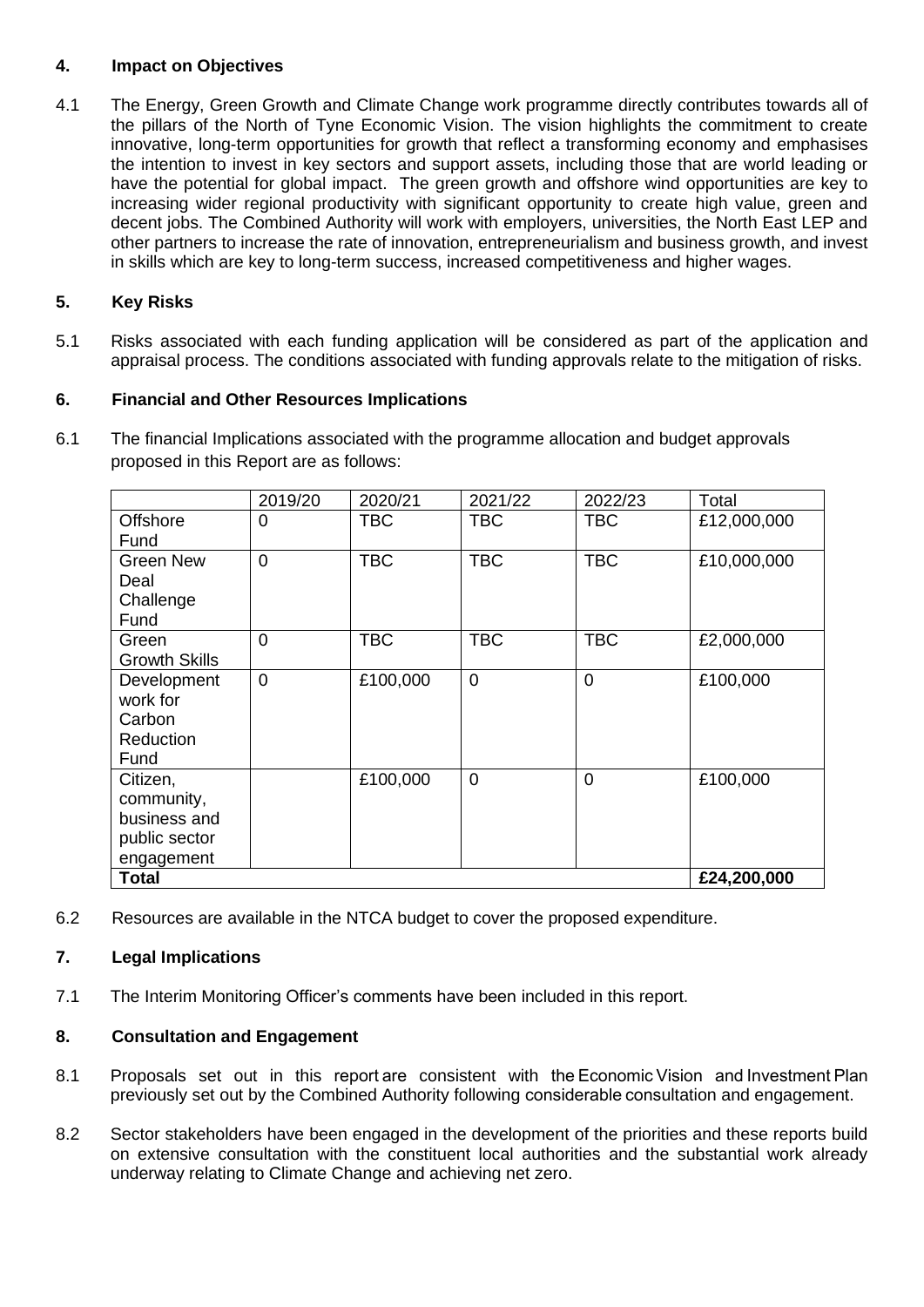## 4. Impact on Objectives

4.1 The Energy, Green Growth and Climate Change work programme directly contributes towards all of the pillars of the North of Tyne Economic Vision. The vision highlights the commitment to create innovative, long-term opportunities for growth that reflect a transforming economy and emphasises the intention to invest in key sectors and support assets, including those that are world leading or have the potential for global impact. The green growth and offshore wind opportunities are key to increasing wider regional productivity with significant opportunity to create high value, green and decent jobs. The Combined Authority will work with employers, universities, the North East LEP and other partners to increase the rate of innovation, entrepreneurialism and business growth, and invest in skills which are key to long-term success, increased competitiveness and higher wages.

## 5. Key Risks

5.1 Risks associated with each funding application will be considered as part of the application and appraisal process. The conditions associated with funding approvals relate to the mitigation of risks.

## 6. Financial and Other Resources Implications

6.1 The financial Implications associated with the programme allocation and budget approvals proposed in this Report are as follows:

| | 2019/20 | 2020/21 | 2021/22 | 2022/23 | Total |
|---|---|---|---|---|---|
| Offshore Fund | 0 | TBC | TBC | TBC | £12,000,000 |
| Green New Deal Challenge Fund | 0 | TBC | TBC | TBC | £10,000,000 |
| Green Growth Skills | 0 | TBC | TBC | TBC | £2,000,000 |
| Development work for Carbon Reduction Fund | 0 | £100,000 | 0 | 0 | £100,000 |
| Citizen, community, business and public sector engagement | | £100,000 | 0 | 0 | £100,000 |
| **Total** | | | | | **£24,200,000** |

6.2 Resources are available in the NTCA budget to cover the proposed expenditure.

## 7. Legal Implications

7.1 The Interim Monitoring Officer's comments have been included in this report.

## 8. Consultation and Engagement

8.1 Proposals set out in this report are consistent with the Economic Vision and Investment Plan previously set out by the Combined Authority following considerable consultation and engagement.

8.2 Sector stakeholders have been engaged in the development of the priorities and these reports build on extensive consultation with the constituent local authorities and the substantial work already underway relating to Climate Change and achieving net zero.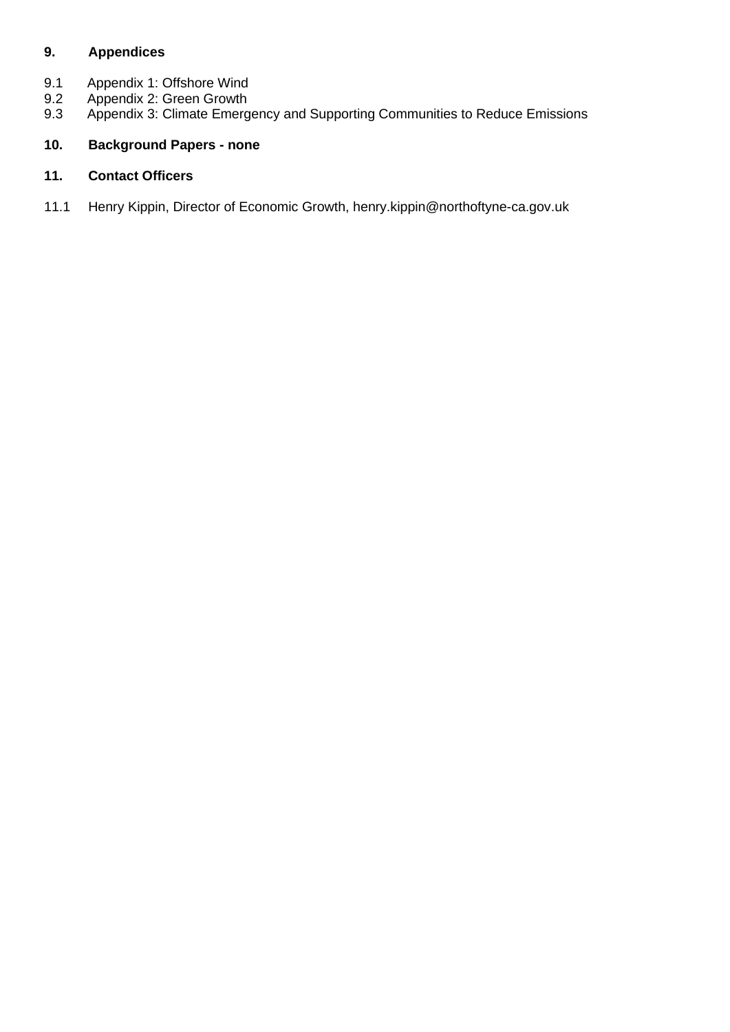## 9. Appendices

9.1 Appendix 1: Offshore Wind
9.2 Appendix 2: Green Growth
9.3 Appendix 3: Climate Emergency and Supporting Communities to Reduce Emissions

## 10. Background Papers - none

## 11. Contact Officers

11.1 Henry Kippin, Director of Economic Growth, henry.kippin@northoftyne-ca.gov.uk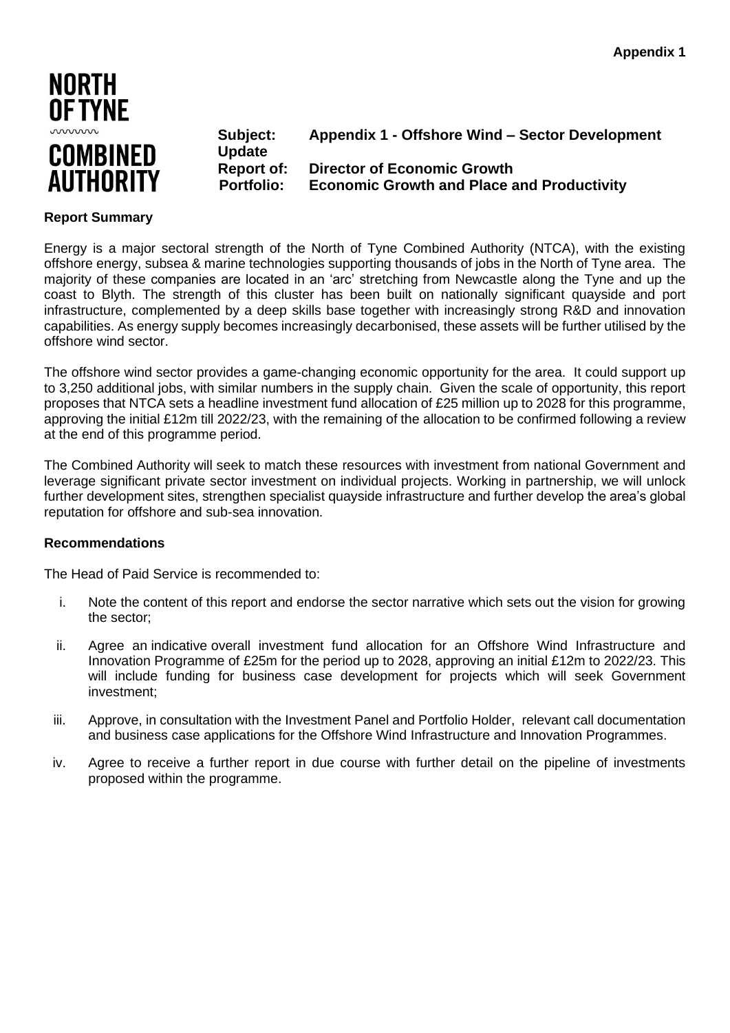**Appendix 1**

**NORTH OF TYNE COMBINED AUTHORITY**

**Subject:** **Appendix 1 - Offshore Wind – Sector Development Update**
**Report of:** **Director of Economic Growth**
**Portfolio:** **Economic Growth and Place and Productivity**

**Report Summary**

Energy is a major sectoral strength of the North of Tyne Combined Authority (NTCA), with the existing offshore energy, subsea & marine technologies supporting thousands of jobs in the North of Tyne area. The majority of these companies are located in an 'arc' stretching from Newcastle along the Tyne and up the coast to Blyth. The strength of this cluster has been built on nationally significant quayside and port infrastructure, complemented by a deep skills base together with increasingly strong R&D and innovation capabilities. As energy supply becomes increasingly decarbonised, these assets will be further utilised by the offshore wind sector.

The offshore wind sector provides a game-changing economic opportunity for the area. It could support up to 3,250 additional jobs, with similar numbers in the supply chain. Given the scale of opportunity, this report proposes that NTCA sets a headline investment fund allocation of £25 million up to 2028 for this programme, approving the initial £12m till 2022/23, with the remaining of the allocation to be confirmed following a review at the end of this programme period.

The Combined Authority will seek to match these resources with investment from national Government and leverage significant private sector investment on individual projects. Working in partnership, we will unlock further development sites, strengthen specialist quayside infrastructure and further develop the area's global reputation for offshore and sub-sea innovation.

**Recommendations**

The Head of Paid Service is recommended to:

i. Note the content of this report and endorse the sector narrative which sets out the vision for growing the sector;

ii. Agree an indicative overall investment fund allocation for an Offshore Wind Infrastructure and Innovation Programme of £25m for the period up to 2028, approving an initial £12m to 2022/23. This will include funding for business case development for projects which will seek Government investment;

iii. Approve, in consultation with the Investment Panel and Portfolio Holder, relevant call documentation and business case applications for the Offshore Wind Infrastructure and Innovation Programmes.

iv. Agree to receive a further report in due course with further detail on the pipeline of investments proposed within the programme.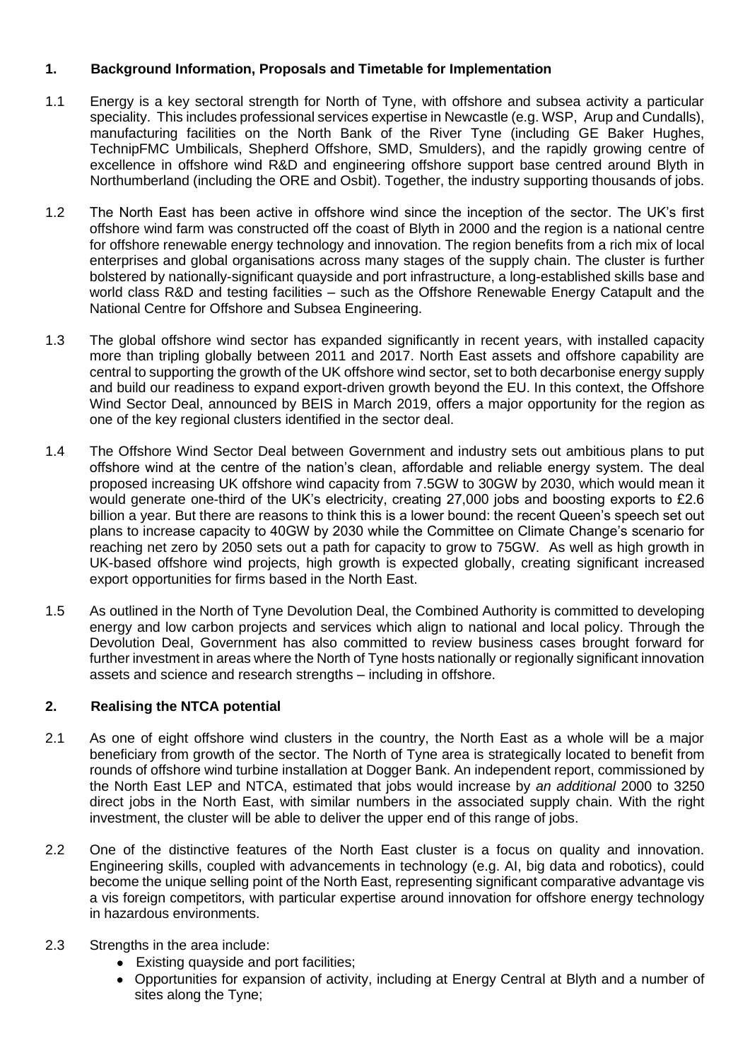## 1. Background Information, Proposals and Timetable for Implementation

1.1 Energy is a key sectoral strength for North of Tyne, with offshore and subsea activity a particular speciality. This includes professional services expertise in Newcastle (e.g. WSP, Arup and Cundalls), manufacturing facilities on the North Bank of the River Tyne (including GE Baker Hughes, TechnipFMC Umbilicals, Shepherd Offshore, SMD, Smulders), and the rapidly growing centre of excellence in offshore wind R&D and engineering offshore support base centred around Blyth in Northumberland (including the ORE and Osbit). Together, the industry supporting thousands of jobs.

1.2 The North East has been active in offshore wind since the inception of the sector. The UK's first offshore wind farm was constructed off the coast of Blyth in 2000 and the region is a national centre for offshore renewable energy technology and innovation. The region benefits from a rich mix of local enterprises and global organisations across many stages of the supply chain. The cluster is further bolstered by nationally-significant quayside and port infrastructure, a long-established skills base and world class R&D and testing facilities – such as the Offshore Renewable Energy Catapult and the National Centre for Offshore and Subsea Engineering.

1.3 The global offshore wind sector has expanded significantly in recent years, with installed capacity more than tripling globally between 2011 and 2017. North East assets and offshore capability are central to supporting the growth of the UK offshore wind sector, set to both decarbonise energy supply and build our readiness to expand export-driven growth beyond the EU. In this context, the Offshore Wind Sector Deal, announced by BEIS in March 2019, offers a major opportunity for the region as one of the key regional clusters identified in the sector deal.

1.4 The Offshore Wind Sector Deal between Government and industry sets out ambitious plans to put offshore wind at the centre of the nation's clean, affordable and reliable energy system. The deal proposed increasing UK offshore wind capacity from 7.5GW to 30GW by 2030, which would mean it would generate one-third of the UK's electricity, creating 27,000 jobs and boosting exports to £2.6 billion a year. But there are reasons to think this is a lower bound: the recent Queen's speech set out plans to increase capacity to 40GW by 2030 while the Committee on Climate Change's scenario for reaching net zero by 2050 sets out a path for capacity to grow to 75GW. As well as high growth in UK-based offshore wind projects, high growth is expected globally, creating significant increased export opportunities for firms based in the North East.

1.5 As outlined in the North of Tyne Devolution Deal, the Combined Authority is committed to developing energy and low carbon projects and services which align to national and local policy. Through the Devolution Deal, Government has also committed to review business cases brought forward for further investment in areas where the North of Tyne hosts nationally or regionally significant innovation assets and science and research strengths – including in offshore.

## 2. Realising the NTCA potential

2.1 As one of eight offshore wind clusters in the country, the North East as a whole will be a major beneficiary from growth of the sector. The North of Tyne area is strategically located to benefit from rounds of offshore wind turbine installation at Dogger Bank. An independent report, commissioned by the North East LEP and NTCA, estimated that jobs would increase by *an additional* 2000 to 3250 direct jobs in the North East, with similar numbers in the associated supply chain. With the right investment, the cluster will be able to deliver the upper end of this range of jobs.

2.2 One of the distinctive features of the North East cluster is a focus on quality and innovation. Engineering skills, coupled with advancements in technology (e.g. AI, big data and robotics), could become the unique selling point of the North East, representing significant comparative advantage vis a vis foreign competitors, with particular expertise around innovation for offshore energy technology in hazardous environments.

2.3 Strengths in the area include:

- Existing quayside and port facilities;
- Opportunities for expansion of activity, including at Energy Central at Blyth and a number of sites along the Tyne;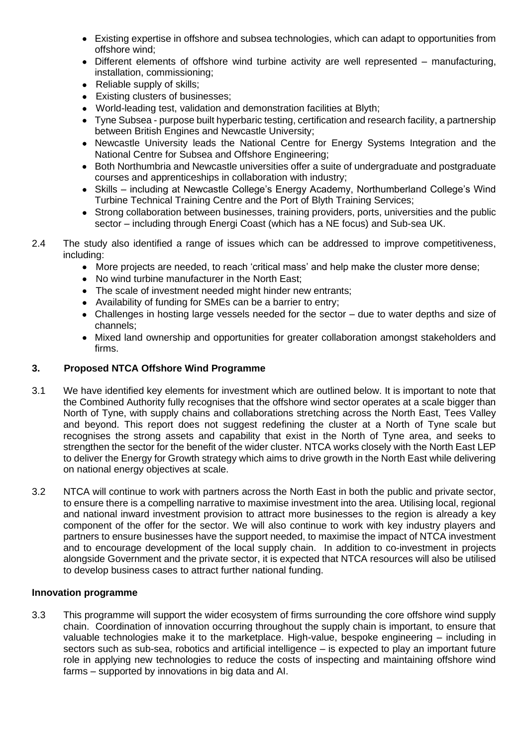- Existing expertise in offshore and subsea technologies, which can adapt to opportunities from offshore wind;
- Different elements of offshore wind turbine activity are well represented – manufacturing, installation, commissioning;
- Reliable supply of skills;
- Existing clusters of businesses;
- World-leading test, validation and demonstration facilities at Blyth;
- Tyne Subsea - purpose built hyperbaric testing, certification and research facility, a partnership between British Engines and Newcastle University;
- Newcastle University leads the National Centre for Energy Systems Integration and the National Centre for Subsea and Offshore Engineering;
- Both Northumbria and Newcastle universities offer a suite of undergraduate and postgraduate courses and apprenticeships in collaboration with industry;
- Skills – including at Newcastle College's Energy Academy, Northumberland College's Wind Turbine Technical Training Centre and the Port of Blyth Training Services;
- Strong collaboration between businesses, training providers, ports, universities and the public sector – including through Energi Coast (which has a NE focus) and Sub-sea UK.

2.4 The study also identified a range of issues which can be addressed to improve competitiveness, including:

- More projects are needed, to reach 'critical mass' and help make the cluster more dense;
- No wind turbine manufacturer in the North East;
- The scale of investment needed might hinder new entrants;
- Availability of funding for SMEs can be a barrier to entry;
- Challenges in hosting large vessels needed for the sector – due to water depths and size of channels;
- Mixed land ownership and opportunities for greater collaboration amongst stakeholders and firms.

## 3. Proposed NTCA Offshore Wind Programme

3.1 We have identified key elements for investment which are outlined below. It is important to note that the Combined Authority fully recognises that the offshore wind sector operates at a scale bigger than North of Tyne, with supply chains and collaborations stretching across the North East, Tees Valley and beyond. This report does not suggest redefining the cluster at a North of Tyne scale but recognises the strong assets and capability that exist in the North of Tyne area, and seeks to strengthen the sector for the benefit of the wider cluster. NTCA works closely with the North East LEP to deliver the Energy for Growth strategy which aims to drive growth in the North East while delivering on national energy objectives at scale.

3.2 NTCA will continue to work with partners across the North East in both the public and private sector, to ensure there is a compelling narrative to maximise investment into the area. Utilising local, regional and national inward investment provision to attract more businesses to the region is already a key component of the offer for the sector. We will also continue to work with key industry players and partners to ensure businesses have the support needed, to maximise the impact of NTCA investment and to encourage development of the local supply chain. In addition to co-investment in projects alongside Government and the private sector, it is expected that NTCA resources will also be utilised to develop business cases to attract further national funding.

### Innovation programme

3.3 This programme will support the wider ecosystem of firms surrounding the core offshore wind supply chain. Coordination of innovation occurring throughout the supply chain is important, to ensure that valuable technologies make it to the marketplace. High-value, bespoke engineering – including in sectors such as sub-sea, robotics and artificial intelligence – is expected to play an important future role in applying new technologies to reduce the costs of inspecting and maintaining offshore wind farms – supported by innovations in big data and AI.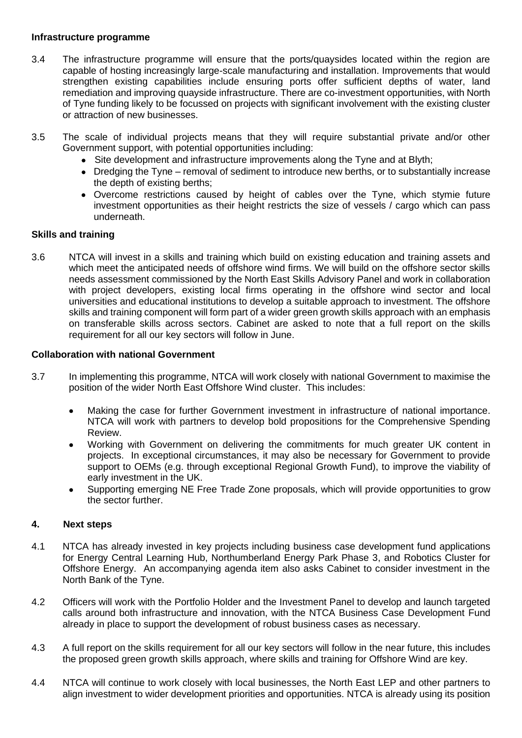**Infrastructure programme**

3.4 The infrastructure programme will ensure that the ports/quaysides located within the region are capable of hosting increasingly large-scale manufacturing and installation. Improvements that would strengthen existing capabilities include ensuring ports offer sufficient depths of water, land remediation and improving quayside infrastructure. There are co-investment opportunities, with North of Tyne funding likely to be focussed on projects with significant involvement with the existing cluster or attraction of new businesses.

3.5 The scale of individual projects means that they will require substantial private and/or other Government support, with potential opportunities including:

- Site development and infrastructure improvements along the Tyne and at Blyth;
- Dredging the Tyne – removal of sediment to introduce new berths, or to substantially increase the depth of existing berths;
- Overcome restrictions caused by height of cables over the Tyne, which stymie future investment opportunities as their height restricts the size of vessels / cargo which can pass underneath.

**Skills and training**

3.6 NTCA will invest in a skills and training which build on existing education and training assets and which meet the anticipated needs of offshore wind firms. We will build on the offshore sector skills needs assessment commissioned by the North East Skills Advisory Panel and work in collaboration with project developers, existing local firms operating in the offshore wind sector and local universities and educational institutions to develop a suitable approach to investment. The offshore skills and training component will form part of a wider green growth skills approach with an emphasis on transferable skills across sectors. Cabinet are asked to note that a full report on the skills requirement for all our key sectors will follow in June.

**Collaboration with national Government**

3.7 In implementing this programme, NTCA will work closely with national Government to maximise the position of the wider North East Offshore Wind cluster. This includes:

- Making the case for further Government investment in infrastructure of national importance. NTCA will work with partners to develop bold propositions for the Comprehensive Spending Review.
- Working with Government on delivering the commitments for much greater UK content in projects. In exceptional circumstances, it may also be necessary for Government to provide support to OEMs (e.g. through exceptional Regional Growth Fund), to improve the viability of early investment in the UK.
- Supporting emerging NE Free Trade Zone proposals, which will provide opportunities to grow the sector further.

## 4. Next steps

4.1 NTCA has already invested in key projects including business case development fund applications for Energy Central Learning Hub, Northumberland Energy Park Phase 3, and Robotics Cluster for Offshore Energy. An accompanying agenda item also asks Cabinet to consider investment in the North Bank of the Tyne.

4.2 Officers will work with the Portfolio Holder and the Investment Panel to develop and launch targeted calls around both infrastructure and innovation, with the NTCA Business Case Development Fund already in place to support the development of robust business cases as necessary.

4.3 A full report on the skills requirement for all our key sectors will follow in the near future, this includes the proposed green growth skills approach, where skills and training for Offshore Wind are key.

4.4 NTCA will continue to work closely with local businesses, the North East LEP and other partners to align investment to wider development priorities and opportunities. NTCA is already using its position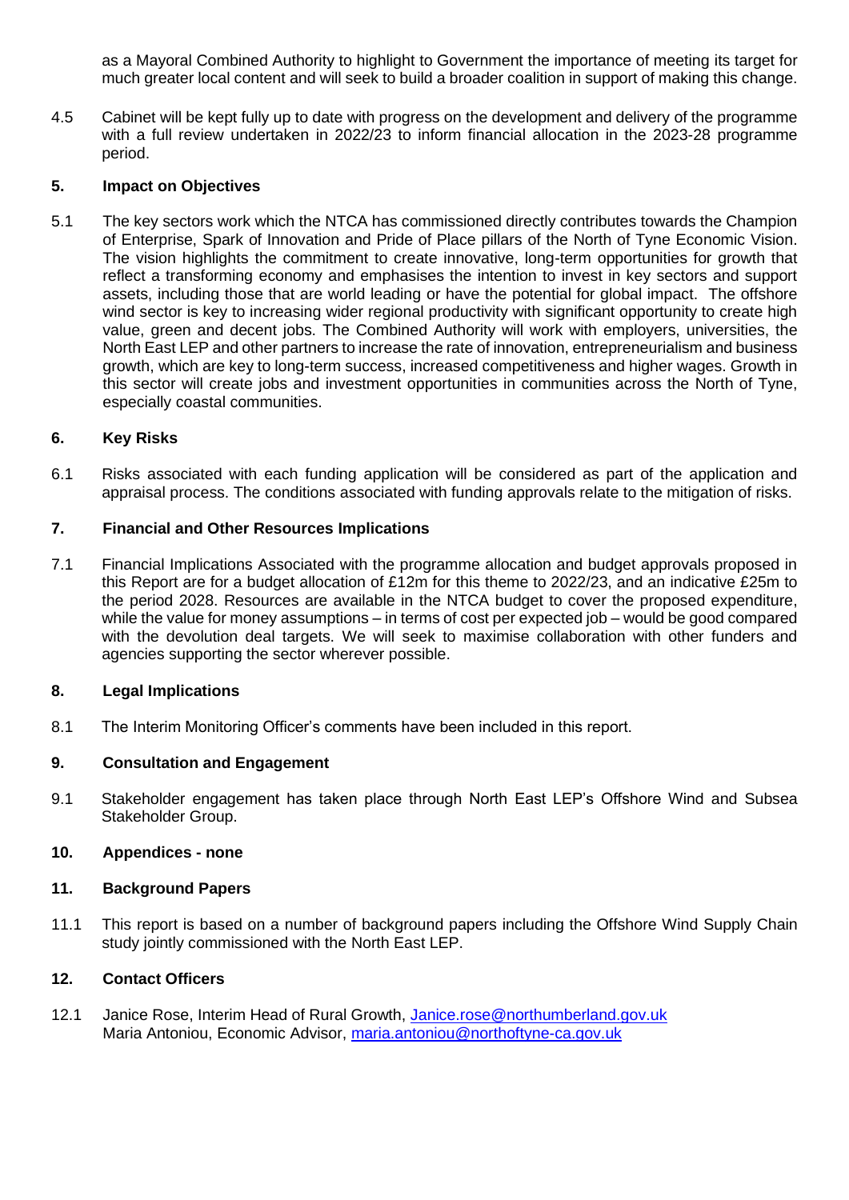as a Mayoral Combined Authority to highlight to Government the importance of meeting its target for much greater local content and will seek to build a broader coalition in support of making this change.

4.5 Cabinet will be kept fully up to date with progress on the development and delivery of the programme with a full review undertaken in 2022/23 to inform financial allocation in the 2023-28 programme period.

## 5. Impact on Objectives

5.1 The key sectors work which the NTCA has commissioned directly contributes towards the Champion of Enterprise, Spark of Innovation and Pride of Place pillars of the North of Tyne Economic Vision. The vision highlights the commitment to create innovative, long-term opportunities for growth that reflect a transforming economy and emphasises the intention to invest in key sectors and support assets, including those that are world leading or have the potential for global impact. The offshore wind sector is key to increasing wider regional productivity with significant opportunity to create high value, green and decent jobs. The Combined Authority will work with employers, universities, the North East LEP and other partners to increase the rate of innovation, entrepreneurialism and business growth, which are key to long-term success, increased competitiveness and higher wages. Growth in this sector will create jobs and investment opportunities in communities across the North of Tyne, especially coastal communities.

## 6. Key Risks

6.1 Risks associated with each funding application will be considered as part of the application and appraisal process. The conditions associated with funding approvals relate to the mitigation of risks.

## 7. Financial and Other Resources Implications

7.1 Financial Implications Associated with the programme allocation and budget approvals proposed in this Report are for a budget allocation of £12m for this theme to 2022/23, and an indicative £25m to the period 2028. Resources are available in the NTCA budget to cover the proposed expenditure, while the value for money assumptions – in terms of cost per expected job – would be good compared with the devolution deal targets. We will seek to maximise collaboration with other funders and agencies supporting the sector wherever possible.

## 8. Legal Implications

8.1 The Interim Monitoring Officer's comments have been included in this report.

## 9. Consultation and Engagement

9.1 Stakeholder engagement has taken place through North East LEP's Offshore Wind and Subsea Stakeholder Group.

## 10. Appendices - none

## 11. Background Papers

11.1 This report is based on a number of background papers including the Offshore Wind Supply Chain study jointly commissioned with the North East LEP.

## 12. Contact Officers

12.1 Janice Rose, Interim Head of Rural Growth, Janice.rose@northumberland.gov.uk
Maria Antoniou, Economic Advisor, maria.antoniou@northoftyne-ca.gov.uk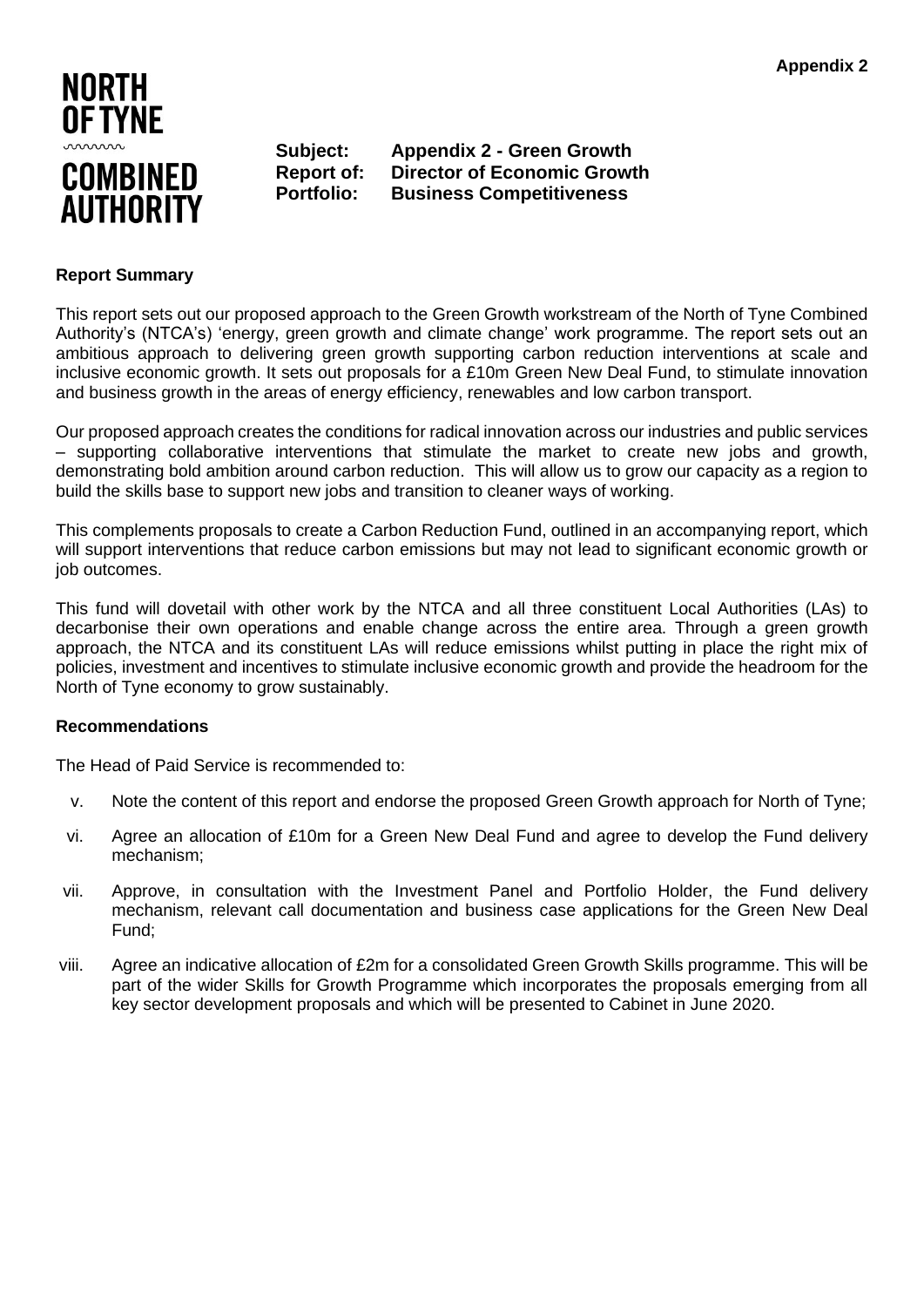**Appendix 2**

**NORTH OF TYNE COMBINED AUTHORITY**

**Subject:** **Appendix 2 - Green Growth**
**Report of:** **Director of Economic Growth**
**Portfolio:** **Business Competitiveness**

**Report Summary**

This report sets out our proposed approach to the Green Growth workstream of the North of Tyne Combined Authority's (NTCA's) 'energy, green growth and climate change' work programme. The report sets out an ambitious approach to delivering green growth supporting carbon reduction interventions at scale and inclusive economic growth. It sets out proposals for a £10m Green New Deal Fund, to stimulate innovation and business growth in the areas of energy efficiency, renewables and low carbon transport.

Our proposed approach creates the conditions for radical innovation across our industries and public services – supporting collaborative interventions that stimulate the market to create new jobs and growth, demonstrating bold ambition around carbon reduction. This will allow us to grow our capacity as a region to build the skills base to support new jobs and transition to cleaner ways of working.

This complements proposals to create a Carbon Reduction Fund, outlined in an accompanying report, which will support interventions that reduce carbon emissions but may not lead to significant economic growth or job outcomes.

This fund will dovetail with other work by the NTCA and all three constituent Local Authorities (LAs) to decarbonise their own operations and enable change across the entire area. Through a green growth approach, the NTCA and its constituent LAs will reduce emissions whilst putting in place the right mix of policies, investment and incentives to stimulate inclusive economic growth and provide the headroom for the North of Tyne economy to grow sustainably.

**Recommendations**

The Head of Paid Service is recommended to:

v. Note the content of this report and endorse the proposed Green Growth approach for North of Tyne;

vi. Agree an allocation of £10m for a Green New Deal Fund and agree to develop the Fund delivery mechanism;

vii. Approve, in consultation with the Investment Panel and Portfolio Holder, the Fund delivery mechanism, relevant call documentation and business case applications for the Green New Deal Fund;

viii. Agree an indicative allocation of £2m for a consolidated Green Growth Skills programme. This will be part of the wider Skills for Growth Programme which incorporates the proposals emerging from all key sector development proposals and which will be presented to Cabinet in June 2020.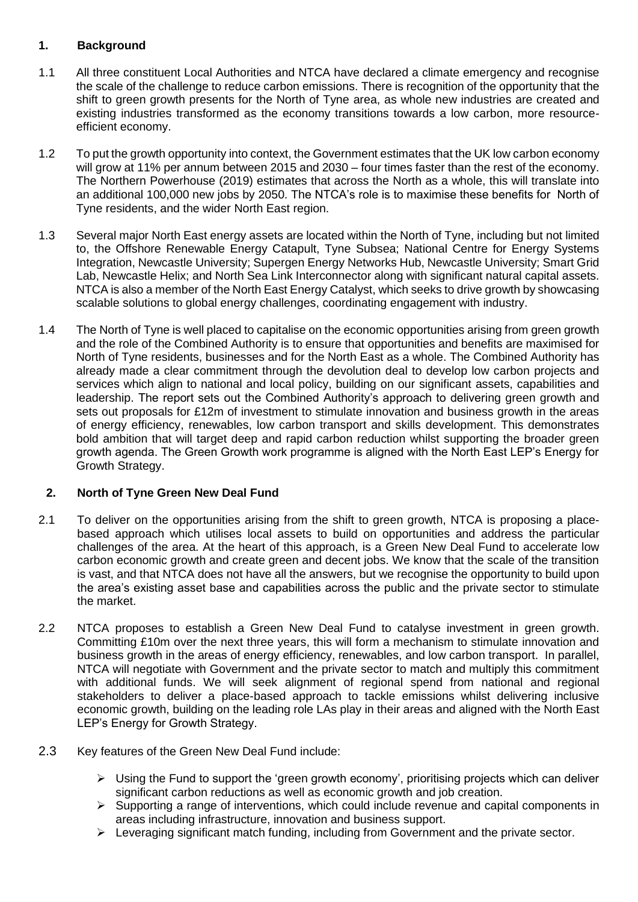## 1. Background

1.1 All three constituent Local Authorities and NTCA have declared a climate emergency and recognise the scale of the challenge to reduce carbon emissions. There is recognition of the opportunity that the shift to green growth presents for the North of Tyne area, as whole new industries are created and existing industries transformed as the economy transitions towards a low carbon, more resource-efficient economy.

1.2 To put the growth opportunity into context, the Government estimates that the UK low carbon economy will grow at 11% per annum between 2015 and 2030 – four times faster than the rest of the economy. The Northern Powerhouse (2019) estimates that across the North as a whole, this will translate into an additional 100,000 new jobs by 2050. The NTCA's role is to maximise these benefits for North of Tyne residents, and the wider North East region.

1.3 Several major North East energy assets are located within the North of Tyne, including but not limited to, the Offshore Renewable Energy Catapult, Tyne Subsea; National Centre for Energy Systems Integration, Newcastle University; Supergen Energy Networks Hub, Newcastle University; Smart Grid Lab, Newcastle Helix; and North Sea Link Interconnector along with significant natural capital assets. NTCA is also a member of the North East Energy Catalyst, which seeks to drive growth by showcasing scalable solutions to global energy challenges, coordinating engagement with industry.

1.4 The North of Tyne is well placed to capitalise on the economic opportunities arising from green growth and the role of the Combined Authority is to ensure that opportunities and benefits are maximised for North of Tyne residents, businesses and for the North East as a whole. The Combined Authority has already made a clear commitment through the devolution deal to develop low carbon projects and services which align to national and local policy, building on our significant assets, capabilities and leadership. The report sets out the Combined Authority's approach to delivering green growth and sets out proposals for £12m of investment to stimulate innovation and business growth in the areas of energy efficiency, renewables, low carbon transport and skills development. This demonstrates bold ambition that will target deep and rapid carbon reduction whilst supporting the broader green growth agenda. The Green Growth work programme is aligned with the North East LEP's Energy for Growth Strategy.

## 2. North of Tyne Green New Deal Fund

2.1 To deliver on the opportunities arising from the shift to green growth, NTCA is proposing a place-based approach which utilises local assets to build on opportunities and address the particular challenges of the area. At the heart of this approach, is a Green New Deal Fund to accelerate low carbon economic growth and create green and decent jobs. We know that the scale of the transition is vast, and that NTCA does not have all the answers, but we recognise the opportunity to build upon the area's existing asset base and capabilities across the public and the private sector to stimulate the market.

2.2 NTCA proposes to establish a Green New Deal Fund to catalyse investment in green growth. Committing £10m over the next three years, this will form a mechanism to stimulate innovation and business growth in the areas of energy efficiency, renewables, and low carbon transport. In parallel, NTCA will negotiate with Government and the private sector to match and multiply this commitment with additional funds. We will seek alignment of regional spend from national and regional stakeholders to deliver a place-based approach to tackle emissions whilst delivering inclusive economic growth, building on the leading role LAs play in their areas and aligned with the North East LEP's Energy for Growth Strategy.

2.3 Key features of the Green New Deal Fund include:

- Using the Fund to support the 'green growth economy', prioritising projects which can deliver significant carbon reductions as well as economic growth and job creation.
- Supporting a range of interventions, which could include revenue and capital components in areas including infrastructure, innovation and business support.
- Leveraging significant match funding, including from Government and the private sector.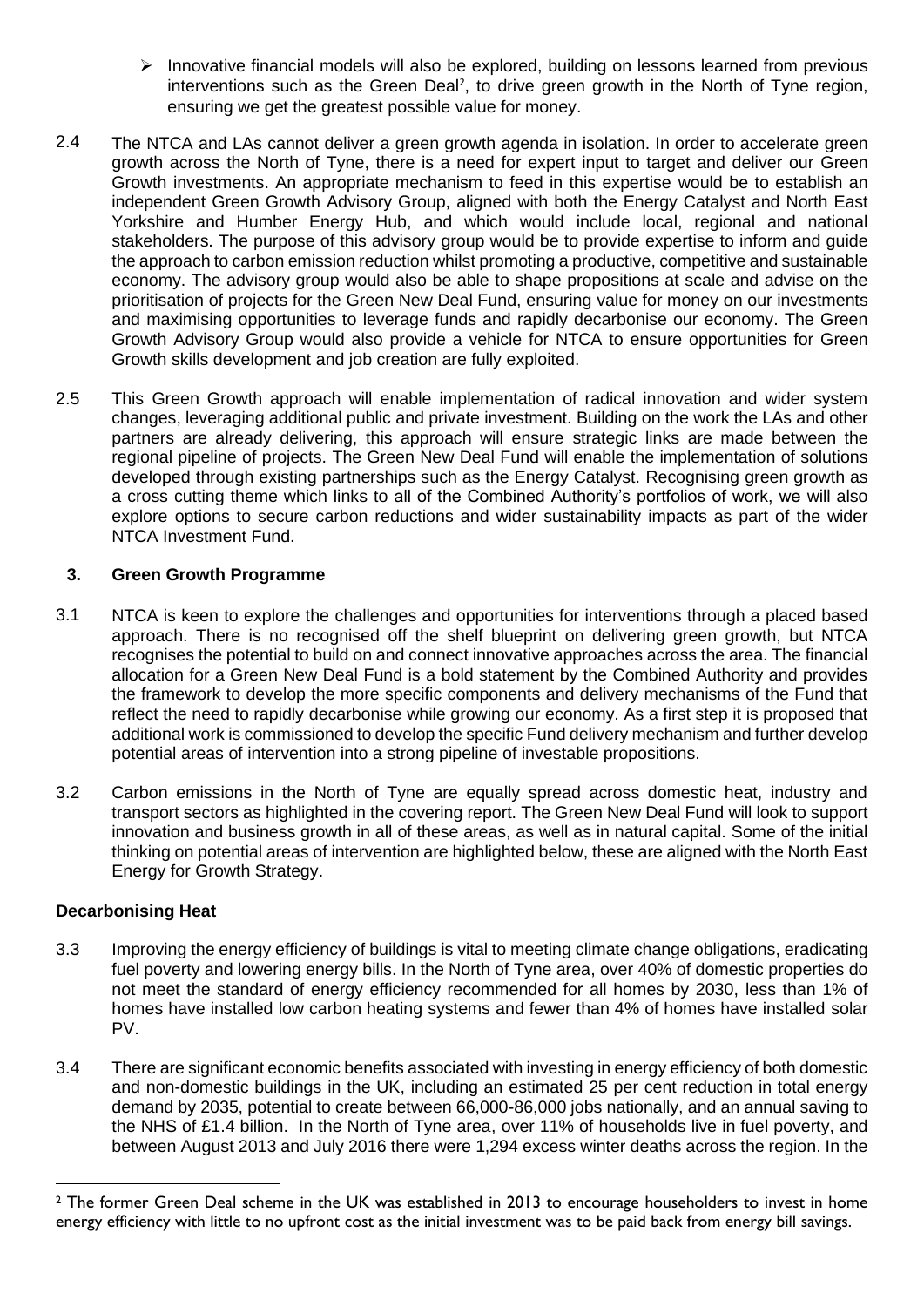- Innovative financial models will also be explored, building on lessons learned from previous interventions such as the Green Deal[2], to drive green growth in the North of Tyne region, ensuring we get the greatest possible value for money.

2.4 The NTCA and LAs cannot deliver a green growth agenda in isolation. In order to accelerate green growth across the North of Tyne, there is a need for expert input to target and deliver our Green Growth investments. An appropriate mechanism to feed in this expertise would be to establish an independent Green Growth Advisory Group, aligned with both the Energy Catalyst and North East Yorkshire and Humber Energy Hub, and which would include local, regional and national stakeholders. The purpose of this advisory group would be to provide expertise to inform and guide the approach to carbon emission reduction whilst promoting a productive, competitive and sustainable economy. The advisory group would also be able to shape propositions at scale and advise on the prioritisation of projects for the Green New Deal Fund, ensuring value for money on our investments and maximising opportunities to leverage funds and rapidly decarbonise our economy. The Green Growth Advisory Group would also provide a vehicle for NTCA to ensure opportunities for Green Growth skills development and job creation are fully exploited.

2.5 This Green Growth approach will enable implementation of radical innovation and wider system changes, leveraging additional public and private investment. Building on the work the LAs and other partners are already delivering, this approach will ensure strategic links are made between the regional pipeline of projects. The Green New Deal Fund will enable the implementation of solutions developed through existing partnerships such as the Energy Catalyst. Recognising green growth as a cross cutting theme which links to all of the Combined Authority's portfolios of work, we will also explore options to secure carbon reductions and wider sustainability impacts as part of the wider NTCA Investment Fund.

## 3. Green Growth Programme

3.1 NTCA is keen to explore the challenges and opportunities for interventions through a placed based approach. There is no recognised off the shelf blueprint on delivering green growth, but NTCA recognises the potential to build on and connect innovative approaches across the area. The financial allocation for a Green New Deal Fund is a bold statement by the Combined Authority and provides the framework to develop the more specific components and delivery mechanisms of the Fund that reflect the need to rapidly decarbonise while growing our economy. As a first step it is proposed that additional work is commissioned to develop the specific Fund delivery mechanism and further develop potential areas of intervention into a strong pipeline of investable propositions.

3.2 Carbon emissions in the North of Tyne are equally spread across domestic heat, industry and transport sectors as highlighted in the covering report. The Green New Deal Fund will look to support innovation and business growth in all of these areas, as well as in natural capital. Some of the initial thinking on potential areas of intervention are highlighted below, these are aligned with the North East Energy for Growth Strategy.

### Decarbonising Heat

3.3 Improving the energy efficiency of buildings is vital to meeting climate change obligations, eradicating fuel poverty and lowering energy bills. In the North of Tyne area, over 40% of domestic properties do not meet the standard of energy efficiency recommended for all homes by 2030, less than 1% of homes have installed low carbon heating systems and fewer than 4% of homes have installed solar PV.

3.4 There are significant economic benefits associated with investing in energy efficiency of both domestic and non-domestic buildings in the UK, including an estimated 25 per cent reduction in total energy demand by 2035, potential to create between 66,000-86,000 jobs nationally, and an annual saving to the NHS of £1.4 billion. In the North of Tyne area, over 11% of households live in fuel poverty, and between August 2013 and July 2016 there were 1,294 excess winter deaths across the region. In the

[2] The former Green Deal scheme in the UK was established in 2013 to encourage householders to invest in home energy efficiency with little to no upfront cost as the initial investment was to be paid back from energy bill savings.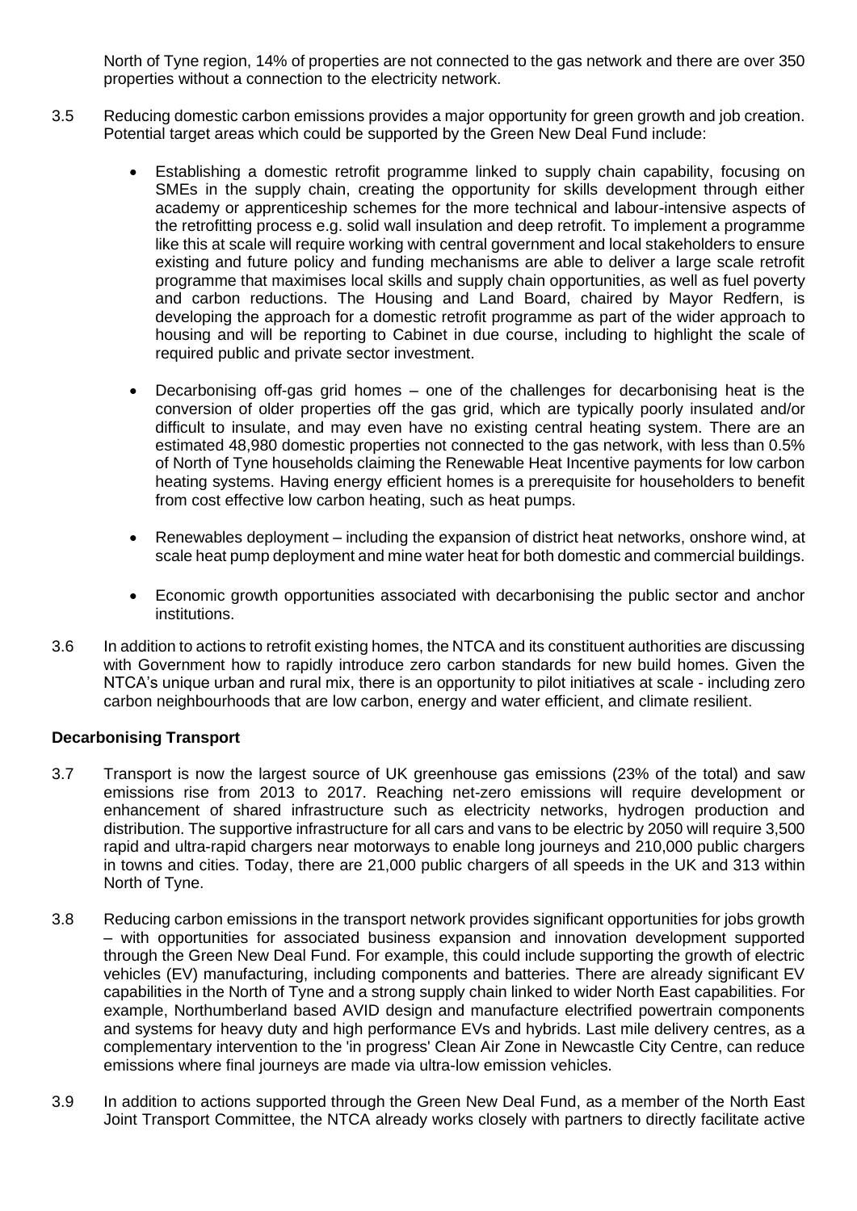North of Tyne region, 14% of properties are not connected to the gas network and there are over 350 properties without a connection to the electricity network.

3.5 Reducing domestic carbon emissions provides a major opportunity for green growth and job creation. Potential target areas which could be supported by the Green New Deal Fund include:

- Establishing a domestic retrofit programme linked to supply chain capability, focusing on SMEs in the supply chain, creating the opportunity for skills development through either academy or apprenticeship schemes for the more technical and labour-intensive aspects of the retrofitting process e.g. solid wall insulation and deep retrofit. To implement a programme like this at scale will require working with central government and local stakeholders to ensure existing and future policy and funding mechanisms are able to deliver a large scale retrofit programme that maximises local skills and supply chain opportunities, as well as fuel poverty and carbon reductions. The Housing and Land Board, chaired by Mayor Redfern, is developing the approach for a domestic retrofit programme as part of the wider approach to housing and will be reporting to Cabinet in due course, including to highlight the scale of required public and private sector investment.

- Decarbonising off-gas grid homes – one of the challenges for decarbonising heat is the conversion of older properties off the gas grid, which are typically poorly insulated and/or difficult to insulate, and may even have no existing central heating system. There are an estimated 48,980 domestic properties not connected to the gas network, with less than 0.5% of North of Tyne households claiming the Renewable Heat Incentive payments for low carbon heating systems. Having energy efficient homes is a prerequisite for householders to benefit from cost effective low carbon heating, such as heat pumps.

- Renewables deployment – including the expansion of district heat networks, onshore wind, at scale heat pump deployment and mine water heat for both domestic and commercial buildings.

- Economic growth opportunities associated with decarbonising the public sector and anchor institutions.

3.6 In addition to actions to retrofit existing homes, the NTCA and its constituent authorities are discussing with Government how to rapidly introduce zero carbon standards for new build homes. Given the NTCA's unique urban and rural mix, there is an opportunity to pilot initiatives at scale - including zero carbon neighbourhoods that are low carbon, energy and water efficient, and climate resilient.

**Decarbonising Transport**

3.7 Transport is now the largest source of UK greenhouse gas emissions (23% of the total) and saw emissions rise from 2013 to 2017. Reaching net-zero emissions will require development or enhancement of shared infrastructure such as electricity networks, hydrogen production and distribution. The supportive infrastructure for all cars and vans to be electric by 2050 will require 3,500 rapid and ultra-rapid chargers near motorways to enable long journeys and 210,000 public chargers in towns and cities. Today, there are 21,000 public chargers of all speeds in the UK and 313 within North of Tyne.

3.8 Reducing carbon emissions in the transport network provides significant opportunities for jobs growth – with opportunities for associated business expansion and innovation development supported through the Green New Deal Fund. For example, this could include supporting the growth of electric vehicles (EV) manufacturing, including components and batteries. There are already significant EV capabilities in the North of Tyne and a strong supply chain linked to wider North East capabilities. For example, Northumberland based AVID design and manufacture electrified powertrain components and systems for heavy duty and high performance EVs and hybrids. Last mile delivery centres, as a complementary intervention to the 'in progress' Clean Air Zone in Newcastle City Centre, can reduce emissions where final journeys are made via ultra-low emission vehicles.

3.9 In addition to actions supported through the Green New Deal Fund, as a member of the North East Joint Transport Committee, the NTCA already works closely with partners to directly facilitate active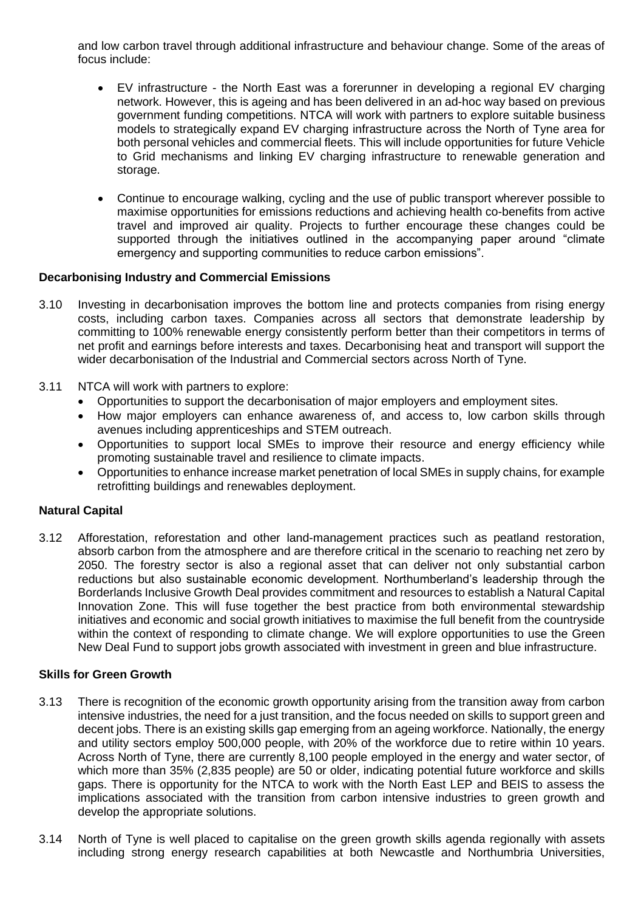and low carbon travel through additional infrastructure and behaviour change. Some of the areas of focus include:

- EV infrastructure - the North East was a forerunner in developing a regional EV charging network. However, this is ageing and has been delivered in an ad-hoc way based on previous government funding competitions. NTCA will work with partners to explore suitable business models to strategically expand EV charging infrastructure across the North of Tyne area for both personal vehicles and commercial fleets. This will include opportunities for future Vehicle to Grid mechanisms and linking EV charging infrastructure to renewable generation and storage.

- Continue to encourage walking, cycling and the use of public transport wherever possible to maximise opportunities for emissions reductions and achieving health co-benefits from active travel and improved air quality. Projects to further encourage these changes could be supported through the initiatives outlined in the accompanying paper around "climate emergency and supporting communities to reduce carbon emissions".

**Decarbonising Industry and Commercial Emissions**

3.10 Investing in decarbonisation improves the bottom line and protects companies from rising energy costs, including carbon taxes. Companies across all sectors that demonstrate leadership by committing to 100% renewable energy consistently perform better than their competitors in terms of net profit and earnings before interests and taxes. Decarbonising heat and transport will support the wider decarbonisation of the Industrial and Commercial sectors across North of Tyne.

3.11 NTCA will work with partners to explore:

- Opportunities to support the decarbonisation of major employers and employment sites.
- How major employers can enhance awareness of, and access to, low carbon skills through avenues including apprenticeships and STEM outreach.
- Opportunities to support local SMEs to improve their resource and energy efficiency while promoting sustainable travel and resilience to climate impacts.
- Opportunities to enhance increase market penetration of local SMEs in supply chains, for example retrofitting buildings and renewables deployment.

**Natural Capital**

3.12 Afforestation, reforestation and other land-management practices such as peatland restoration, absorb carbon from the atmosphere and are therefore critical in the scenario to reaching net zero by 2050. The forestry sector is also a regional asset that can deliver not only substantial carbon reductions but also sustainable economic development. Northumberland's leadership through the Borderlands Inclusive Growth Deal provides commitment and resources to establish a Natural Capital Innovation Zone. This will fuse together the best practice from both environmental stewardship initiatives and economic and social growth initiatives to maximise the full benefit from the countryside within the context of responding to climate change. We will explore opportunities to use the Green New Deal Fund to support jobs growth associated with investment in green and blue infrastructure.

**Skills for Green Growth**

3.13 There is recognition of the economic growth opportunity arising from the transition away from carbon intensive industries, the need for a just transition, and the focus needed on skills to support green and decent jobs. There is an existing skills gap emerging from an ageing workforce. Nationally, the energy and utility sectors employ 500,000 people, with 20% of the workforce due to retire within 10 years. Across North of Tyne, there are currently 8,100 people employed in the energy and water sector, of which more than 35% (2,835 people) are 50 or older, indicating potential future workforce and skills gaps. There is opportunity for the NTCA to work with the North East LEP and BEIS to assess the implications associated with the transition from carbon intensive industries to green growth and develop the appropriate solutions.

3.14 North of Tyne is well placed to capitalise on the green growth skills agenda regionally with assets including strong energy research capabilities at both Newcastle and Northumbria Universities,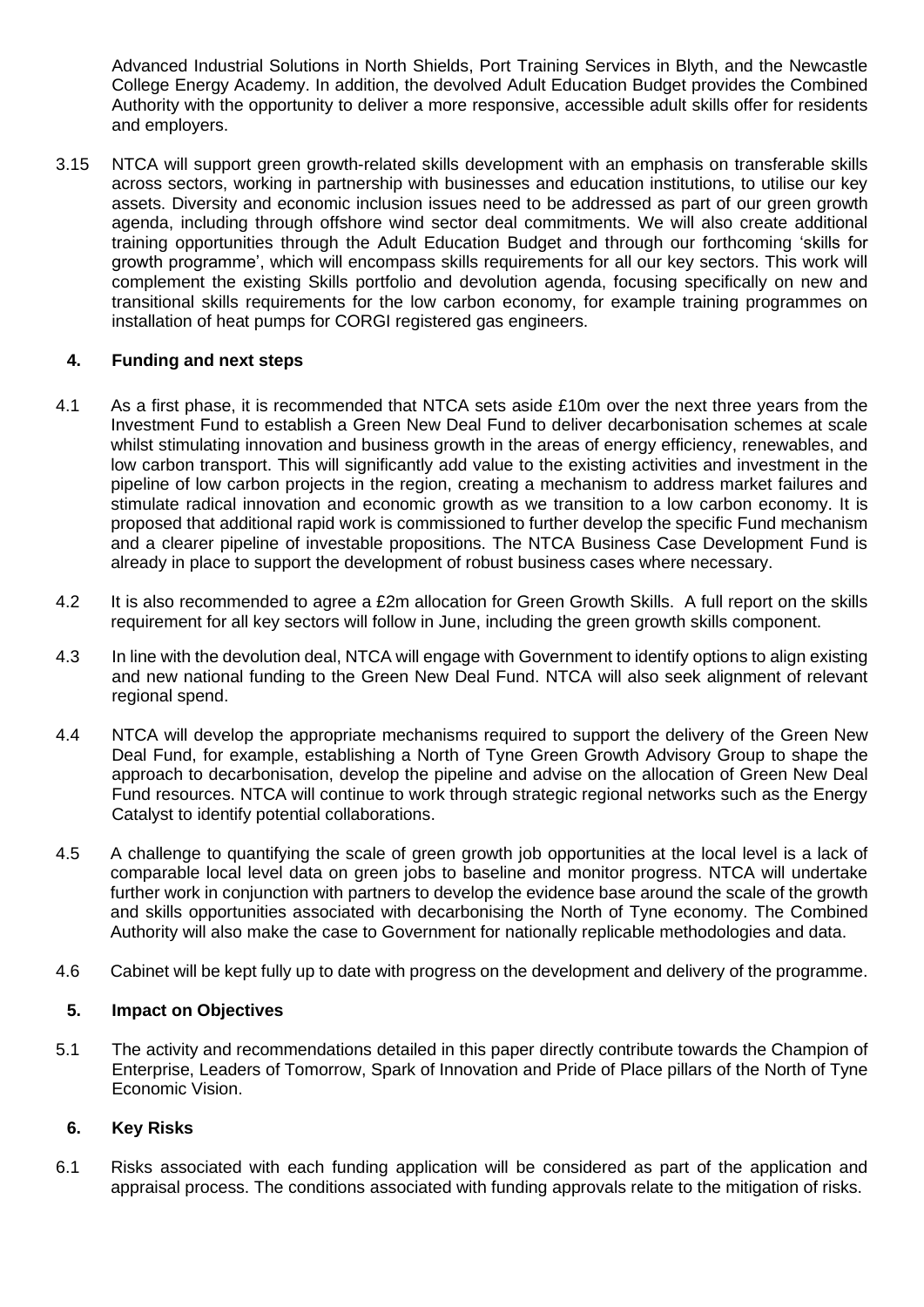Advanced Industrial Solutions in North Shields, Port Training Services in Blyth, and the Newcastle College Energy Academy. In addition, the devolved Adult Education Budget provides the Combined Authority with the opportunity to deliver a more responsive, accessible adult skills offer for residents and employers.

3.15 NTCA will support green growth-related skills development with an emphasis on transferable skills across sectors, working in partnership with businesses and education institutions, to utilise our key assets. Diversity and economic inclusion issues need to be addressed as part of our green growth agenda, including through offshore wind sector deal commitments. We will also create additional training opportunities through the Adult Education Budget and through our forthcoming 'skills for growth programme', which will encompass skills requirements for all our key sectors. This work will complement the existing Skills portfolio and devolution agenda, focusing specifically on new and transitional skills requirements for the low carbon economy, for example training programmes on installation of heat pumps for CORGI registered gas engineers.

## 4. Funding and next steps

4.1 As a first phase, it is recommended that NTCA sets aside £10m over the next three years from the Investment Fund to establish a Green New Deal Fund to deliver decarbonisation schemes at scale whilst stimulating innovation and business growth in the areas of energy efficiency, renewables, and low carbon transport. This will significantly add value to the existing activities and investment in the pipeline of low carbon projects in the region, creating a mechanism to address market failures and stimulate radical innovation and economic growth as we transition to a low carbon economy. It is proposed that additional rapid work is commissioned to further develop the specific Fund mechanism and a clearer pipeline of investable propositions. The NTCA Business Case Development Fund is already in place to support the development of robust business cases where necessary.

4.2 It is also recommended to agree a £2m allocation for Green Growth Skills. A full report on the skills requirement for all key sectors will follow in June, including the green growth skills component.

4.3 In line with the devolution deal, NTCA will engage with Government to identify options to align existing and new national funding to the Green New Deal Fund. NTCA will also seek alignment of relevant regional spend.

4.4 NTCA will develop the appropriate mechanisms required to support the delivery of the Green New Deal Fund, for example, establishing a North of Tyne Green Growth Advisory Group to shape the approach to decarbonisation, develop the pipeline and advise on the allocation of Green New Deal Fund resources. NTCA will continue to work through strategic regional networks such as the Energy Catalyst to identify potential collaborations.

4.5 A challenge to quantifying the scale of green growth job opportunities at the local level is a lack of comparable local level data on green jobs to baseline and monitor progress. NTCA will undertake further work in conjunction with partners to develop the evidence base around the scale of the growth and skills opportunities associated with decarbonising the North of Tyne economy. The Combined Authority will also make the case to Government for nationally replicable methodologies and data.

4.6 Cabinet will be kept fully up to date with progress on the development and delivery of the programme.

## 5. Impact on Objectives

5.1 The activity and recommendations detailed in this paper directly contribute towards the Champion of Enterprise, Leaders of Tomorrow, Spark of Innovation and Pride of Place pillars of the North of Tyne Economic Vision.

## 6. Key Risks

6.1 Risks associated with each funding application will be considered as part of the application and appraisal process. The conditions associated with funding approvals relate to the mitigation of risks.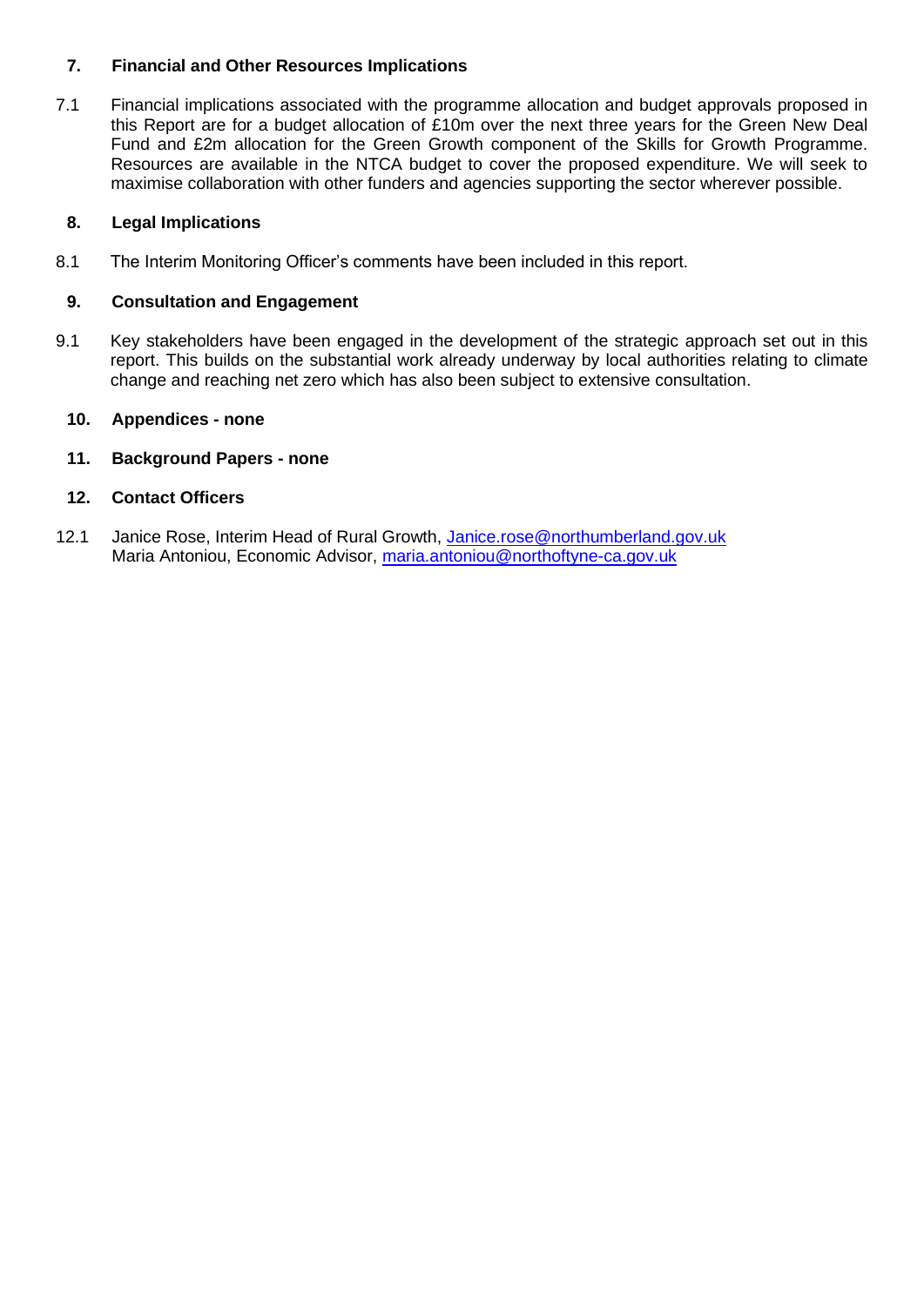## 7. Financial and Other Resources Implications

7.1 Financial implications associated with the programme allocation and budget approvals proposed in this Report are for a budget allocation of £10m over the next three years for the Green New Deal Fund and £2m allocation for the Green Growth component of the Skills for Growth Programme. Resources are available in the NTCA budget to cover the proposed expenditure. We will seek to maximise collaboration with other funders and agencies supporting the sector wherever possible.

## 8. Legal Implications

8.1 The Interim Monitoring Officer's comments have been included in this report.

## 9. Consultation and Engagement

9.1 Key stakeholders have been engaged in the development of the strategic approach set out in this report. This builds on the substantial work already underway by local authorities relating to climate change and reaching net zero which has also been subject to extensive consultation.

## 10. Appendices - none

## 11. Background Papers - none

## 12. Contact Officers

12.1 Janice Rose, Interim Head of Rural Growth, Janice.rose@northumberland.gov.uk
Maria Antoniou, Economic Advisor, maria.antoniou@northoftyne-ca.gov.uk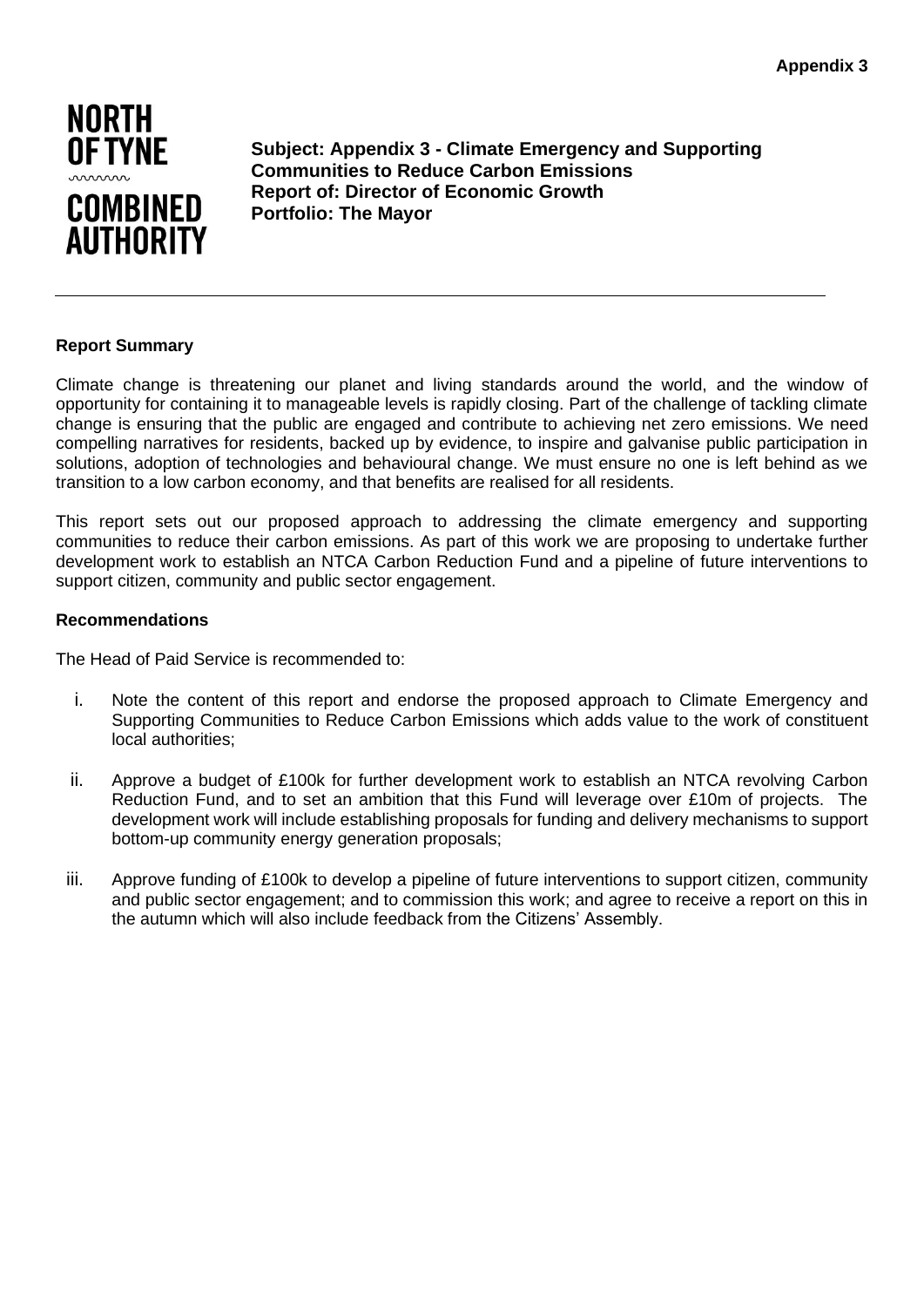Appendix 3

**NORTH OF TYNE COMBINED AUTHORITY**

**Subject: Appendix 3 - Climate Emergency and Supporting Communities to Reduce Carbon Emissions**
**Report of: Director of Economic Growth**
**Portfolio: The Mayor**

---

**Report Summary**

Climate change is threatening our planet and living standards around the world, and the window of opportunity for containing it to manageable levels is rapidly closing. Part of the challenge of tackling climate change is ensuring that the public are engaged and contribute to achieving net zero emissions. We need compelling narratives for residents, backed up by evidence, to inspire and galvanise public participation in solutions, adoption of technologies and behavioural change. We must ensure no one is left behind as we transition to a low carbon economy, and that benefits are realised for all residents.

This report sets out our proposed approach to addressing the climate emergency and supporting communities to reduce their carbon emissions. As part of this work we are proposing to undertake further development work to establish an NTCA Carbon Reduction Fund and a pipeline of future interventions to support citizen, community and public sector engagement.

**Recommendations**

The Head of Paid Service is recommended to:

i. Note the content of this report and endorse the proposed approach to Climate Emergency and Supporting Communities to Reduce Carbon Emissions which adds value to the work of constituent local authorities;

ii. Approve a budget of £100k for further development work to establish an NTCA revolving Carbon Reduction Fund, and to set an ambition that this Fund will leverage over £10m of projects. The development work will include establishing proposals for funding and delivery mechanisms to support bottom-up community energy generation proposals;

iii. Approve funding of £100k to develop a pipeline of future interventions to support citizen, community and public sector engagement; and to commission this work; and agree to receive a report on this in the autumn which will also include feedback from the Citizens' Assembly.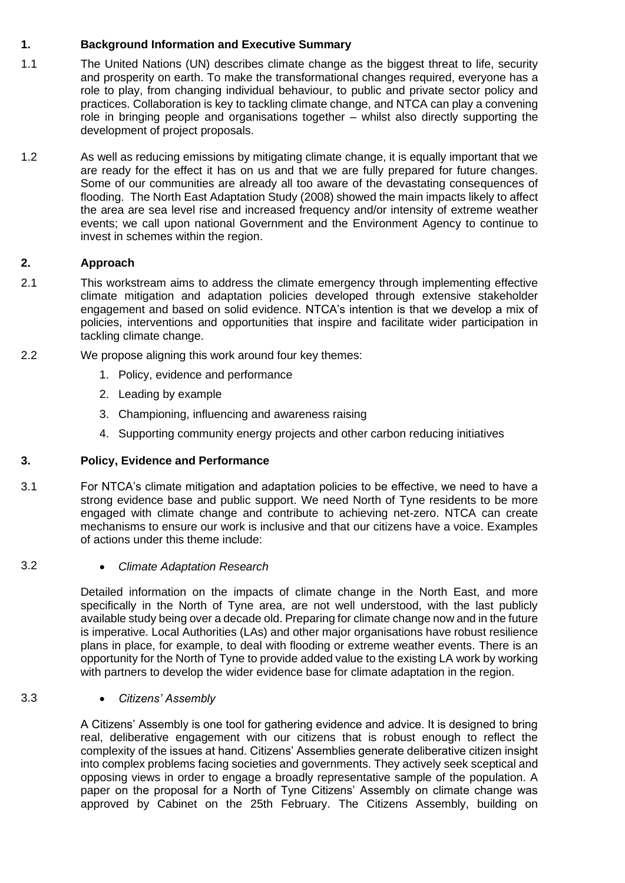## 1. Background Information and Executive Summary

1.1 The United Nations (UN) describes climate change as the biggest threat to life, security and prosperity on earth. To make the transformational changes required, everyone has a role to play, from changing individual behaviour, to public and private sector policy and practices. Collaboration is key to tackling climate change, and NTCA can play a convening role in bringing people and organisations together – whilst also directly supporting the development of project proposals.

1.2 As well as reducing emissions by mitigating climate change, it is equally important that we are ready for the effect it has on us and that we are fully prepared for future changes. Some of our communities are already all too aware of the devastating consequences of flooding. The North East Adaptation Study (2008) showed the main impacts likely to affect the area are sea level rise and increased frequency and/or intensity of extreme weather events; we call upon national Government and the Environment Agency to continue to invest in schemes within the region.

## 2. Approach

2.1 This workstream aims to address the climate emergency through implementing effective climate mitigation and adaptation policies developed through extensive stakeholder engagement and based on solid evidence. NTCA's intention is that we develop a mix of policies, interventions and opportunities that inspire and facilitate wider participation in tackling climate change.

2.2 We propose aligning this work around four key themes:

1. Policy, evidence and performance
2. Leading by example
3. Championing, influencing and awareness raising
4. Supporting community energy projects and other carbon reducing initiatives

## 3. Policy, Evidence and Performance

3.1 For NTCA's climate mitigation and adaptation policies to be effective, we need to have a strong evidence base and public support. We need North of Tyne residents to be more engaged with climate change and contribute to achieving net-zero. NTCA can create mechanisms to ensure our work is inclusive and that our citizens have a voice. Examples of actions under this theme include:

3.2 
- *Climate Adaptation Research*

Detailed information on the impacts of climate change in the North East, and more specifically in the North of Tyne area, are not well understood, with the last publicly available study being over a decade old. Preparing for climate change now and in the future is imperative. Local Authorities (LAs) and other major organisations have robust resilience plans in place, for example, to deal with flooding or extreme weather events. There is an opportunity for the North of Tyne to provide added value to the existing LA work by working with partners to develop the wider evidence base for climate adaptation in the region.

3.3 
- *Citizens' Assembly*

A Citizens' Assembly is one tool for gathering evidence and advice. It is designed to bring real, deliberative engagement with our citizens that is robust enough to reflect the complexity of the issues at hand. Citizens' Assemblies generate deliberative citizen insight into complex problems facing societies and governments. They actively seek sceptical and opposing views in order to engage a broadly representative sample of the population. A paper on the proposal for a North of Tyne Citizens' Assembly on climate change was approved by Cabinet on the 25th February. The Citizens Assembly, building on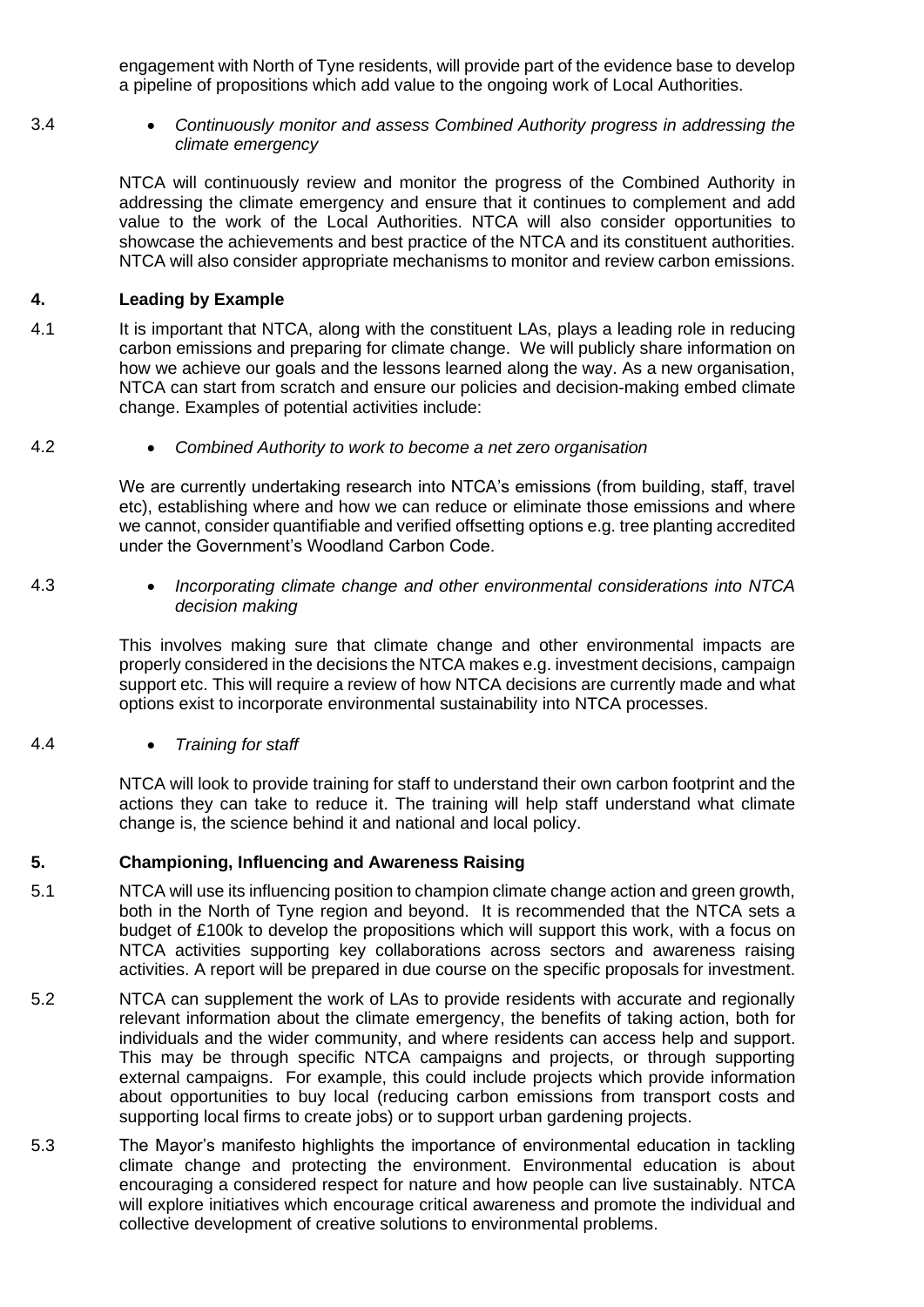engagement with North of Tyne residents, will provide part of the evidence base to develop a pipeline of propositions which add value to the ongoing work of Local Authorities.

3.4 • *Continuously monitor and assess Combined Authority progress in addressing the climate emergency*

NTCA will continuously review and monitor the progress of the Combined Authority in addressing the climate emergency and ensure that it continues to complement and add value to the work of the Local Authorities. NTCA will also consider opportunities to showcase the achievements and best practice of the NTCA and its constituent authorities. NTCA will also consider appropriate mechanisms to monitor and review carbon emissions.

## 4. Leading by Example

4.1 It is important that NTCA, along with the constituent LAs, plays a leading role in reducing carbon emissions and preparing for climate change. We will publicly share information on how we achieve our goals and the lessons learned along the way. As a new organisation, NTCA can start from scratch and ensure our policies and decision-making embed climate change. Examples of potential activities include:

4.2 • *Combined Authority to work to become a net zero organisation*

We are currently undertaking research into NTCA's emissions (from building, staff, travel etc), establishing where and how we can reduce or eliminate those emissions and where we cannot, consider quantifiable and verified offsetting options e.g. tree planting accredited under the Government's Woodland Carbon Code.

4.3 • *Incorporating climate change and other environmental considerations into NTCA decision making*

This involves making sure that climate change and other environmental impacts are properly considered in the decisions the NTCA makes e.g. investment decisions, campaign support etc. This will require a review of how NTCA decisions are currently made and what options exist to incorporate environmental sustainability into NTCA processes.

4.4 • *Training for staff*

NTCA will look to provide training for staff to understand their own carbon footprint and the actions they can take to reduce it. The training will help staff understand what climate change is, the science behind it and national and local policy.

## 5. Championing, Influencing and Awareness Raising

5.1 NTCA will use its influencing position to champion climate change action and green growth, both in the North of Tyne region and beyond. It is recommended that the NTCA sets a budget of £100k to develop the propositions which will support this work, with a focus on NTCA activities supporting key collaborations across sectors and awareness raising activities. A report will be prepared in due course on the specific proposals for investment.

5.2 NTCA can supplement the work of LAs to provide residents with accurate and regionally relevant information about the climate emergency, the benefits of taking action, both for individuals and the wider community, and where residents can access help and support. This may be through specific NTCA campaigns and projects, or through supporting external campaigns. For example, this could include projects which provide information about opportunities to buy local (reducing carbon emissions from transport costs and supporting local firms to create jobs) or to support urban gardening projects.

5.3 The Mayor's manifesto highlights the importance of environmental education in tackling climate change and protecting the environment. Environmental education is about encouraging a considered respect for nature and how people can live sustainably. NTCA will explore initiatives which encourage critical awareness and promote the individual and collective development of creative solutions to environmental problems.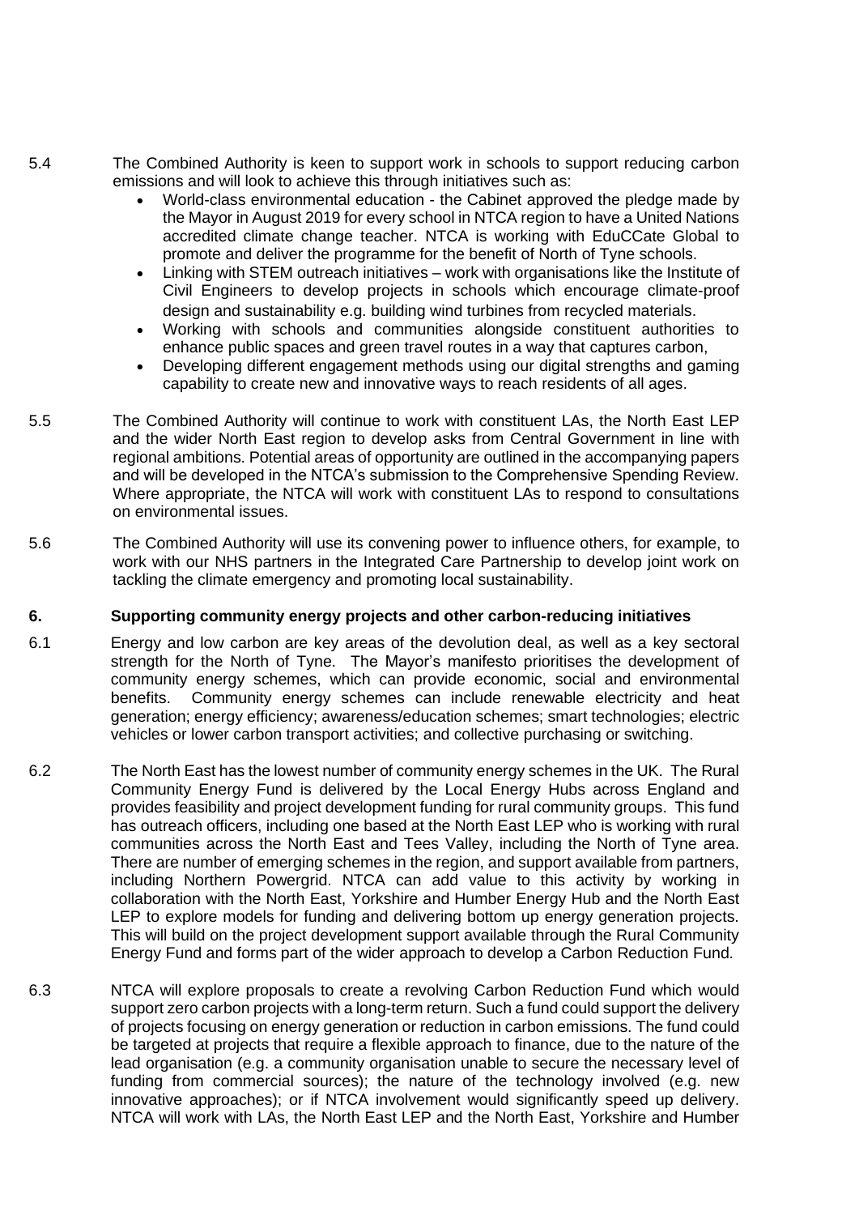5.4 The Combined Authority is keen to support work in schools to support reducing carbon emissions and will look to achieve this through initiatives such as:

- World-class environmental education - the Cabinet approved the pledge made by the Mayor in August 2019 for every school in NTCA region to have a United Nations accredited climate change teacher. NTCA is working with EduCCate Global to promote and deliver the programme for the benefit of North of Tyne schools.
- Linking with STEM outreach initiatives – work with organisations like the Institute of Civil Engineers to develop projects in schools which encourage climate-proof design and sustainability e.g. building wind turbines from recycled materials.
- Working with schools and communities alongside constituent authorities to enhance public spaces and green travel routes in a way that captures carbon,
- Developing different engagement methods using our digital strengths and gaming capability to create new and innovative ways to reach residents of all ages.

5.5 The Combined Authority will continue to work with constituent LAs, the North East LEP and the wider North East region to develop asks from Central Government in line with regional ambitions. Potential areas of opportunity are outlined in the accompanying papers and will be developed in the NTCA's submission to the Comprehensive Spending Review. Where appropriate, the NTCA will work with constituent LAs to respond to consultations on environmental issues.

5.6 The Combined Authority will use its convening power to influence others, for example, to work with our NHS partners in the Integrated Care Partnership to develop joint work on tackling the climate emergency and promoting local sustainability.

## 6. Supporting community energy projects and other carbon-reducing initiatives

6.1 Energy and low carbon are key areas of the devolution deal, as well as a key sectoral strength for the North of Tyne. The Mayor's manifesto prioritises the development of community energy schemes, which can provide economic, social and environmental benefits. Community energy schemes can include renewable electricity and heat generation; energy efficiency; awareness/education schemes; smart technologies; electric vehicles or lower carbon transport activities; and collective purchasing or switching.

6.2 The North East has the lowest number of community energy schemes in the UK. The Rural Community Energy Fund is delivered by the Local Energy Hubs across England and provides feasibility and project development funding for rural community groups. This fund has outreach officers, including one based at the North East LEP who is working with rural communities across the North East and Tees Valley, including the North of Tyne area. There are number of emerging schemes in the region, and support available from partners, including Northern Powergrid. NTCA can add value to this activity by working in collaboration with the North East, Yorkshire and Humber Energy Hub and the North East LEP to explore models for funding and delivering bottom up energy generation projects. This will build on the project development support available through the Rural Community Energy Fund and forms part of the wider approach to develop a Carbon Reduction Fund.

6.3 NTCA will explore proposals to create a revolving Carbon Reduction Fund which would support zero carbon projects with a long-term return. Such a fund could support the delivery of projects focusing on energy generation or reduction in carbon emissions. The fund could be targeted at projects that require a flexible approach to finance, due to the nature of the lead organisation (e.g. a community organisation unable to secure the necessary level of funding from commercial sources); the nature of the technology involved (e.g. new innovative approaches); or if NTCA involvement would significantly speed up delivery. NTCA will work with LAs, the North East LEP and the North East, Yorkshire and Humber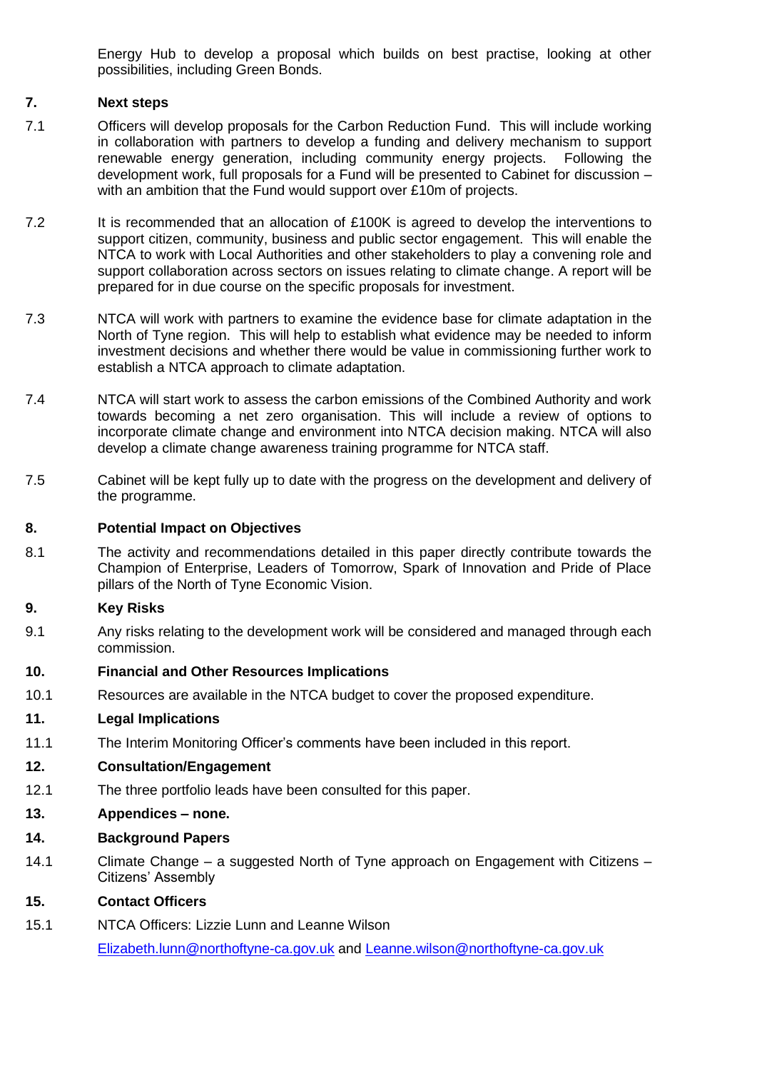Energy Hub to develop a proposal which builds on best practise, looking at other possibilities, including Green Bonds.

## 7. Next steps

7.1 Officers will develop proposals for the Carbon Reduction Fund. This will include working in collaboration with partners to develop a funding and delivery mechanism to support renewable energy generation, including community energy projects. Following the development work, full proposals for a Fund will be presented to Cabinet for discussion – with an ambition that the Fund would support over £10m of projects.

7.2 It is recommended that an allocation of £100K is agreed to develop the interventions to support citizen, community, business and public sector engagement. This will enable the NTCA to work with Local Authorities and other stakeholders to play a convening role and support collaboration across sectors on issues relating to climate change. A report will be prepared for in due course on the specific proposals for investment.

7.3 NTCA will work with partners to examine the evidence base for climate adaptation in the North of Tyne region. This will help to establish what evidence may be needed to inform investment decisions and whether there would be value in commissioning further work to establish a NTCA approach to climate adaptation.

7.4 NTCA will start work to assess the carbon emissions of the Combined Authority and work towards becoming a net zero organisation. This will include a review of options to incorporate climate change and environment into NTCA decision making. NTCA will also develop a climate change awareness training programme for NTCA staff.

7.5 Cabinet will be kept fully up to date with the progress on the development and delivery of the programme.

## 8. Potential Impact on Objectives

8.1 The activity and recommendations detailed in this paper directly contribute towards the Champion of Enterprise, Leaders of Tomorrow, Spark of Innovation and Pride of Place pillars of the North of Tyne Economic Vision.

## 9. Key Risks

9.1 Any risks relating to the development work will be considered and managed through each commission.

## 10. Financial and Other Resources Implications

10.1 Resources are available in the NTCA budget to cover the proposed expenditure.

## 11. Legal Implications

11.1 The Interim Monitoring Officer's comments have been included in this report.

## 12. Consultation/Engagement

12.1 The three portfolio leads have been consulted for this paper.

## 13. Appendices – none.

## 14. Background Papers

14.1 Climate Change – a suggested North of Tyne approach on Engagement with Citizens – Citizens' Assembly

## 15. Contact Officers

15.1 NTCA Officers: Lizzie Lunn and Leanne Wilson

Elizabeth.lunn@northoftyne-ca.gov.uk and Leanne.wilson@northoftyne-ca.gov.uk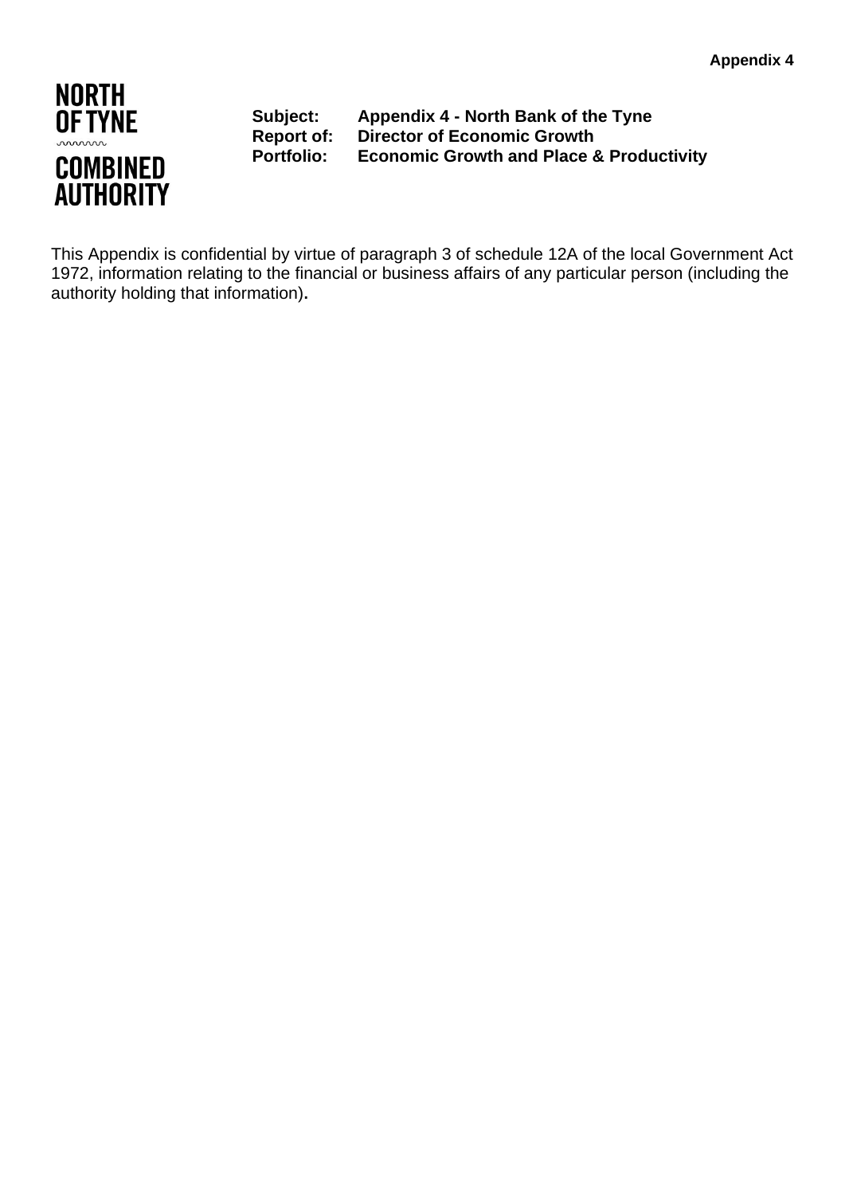**Appendix 4**

**NORTH OF TYNE COMBINED AUTHORITY**

**Subject:** **Appendix 4 - North Bank of the Tyne**
**Report of:** **Director of Economic Growth**
**Portfolio:** **Economic Growth and Place & Productivity**

This Appendix is confidential by virtue of paragraph 3 of schedule 12A of the local Government Act 1972, information relating to the financial or business affairs of any particular person (including the authority holding that information).